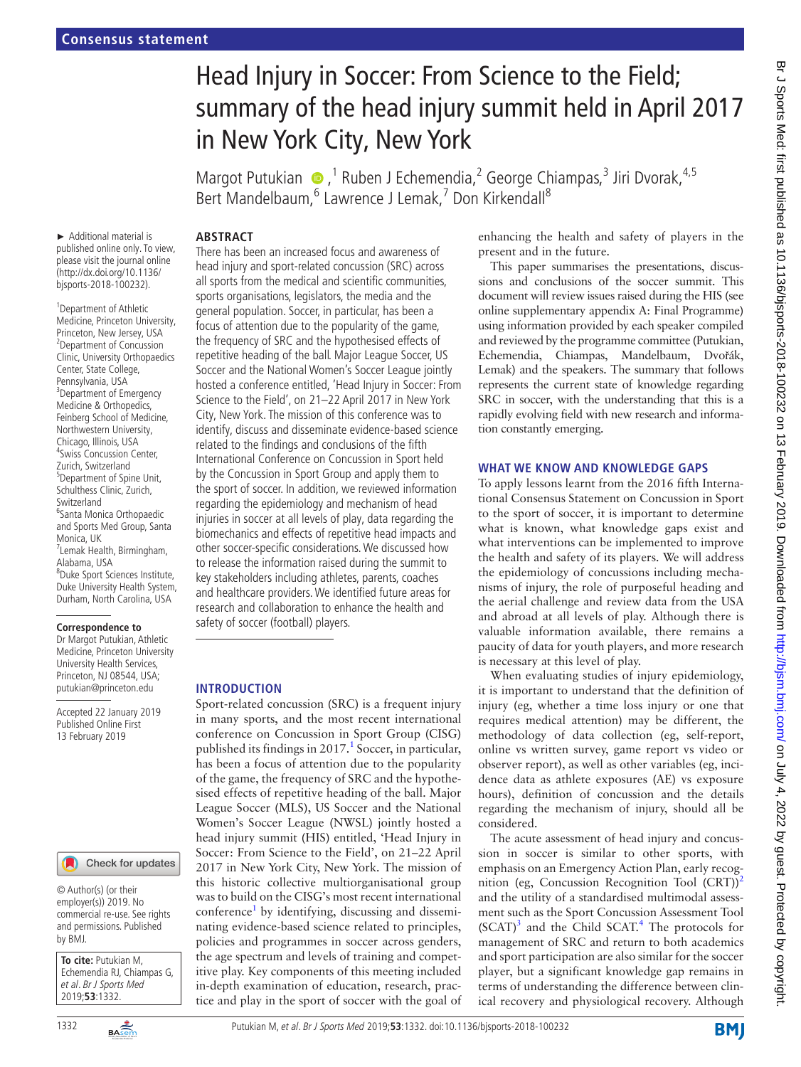Consensus statement

# Head Injury in Soccer: From Science to the Field; summary of the head injury summit held in April 2017 in New York City, New York

Margot Putukian,[1] Ruben J Echemendia,[2] George Chiampas,[3] Jiri Dvorak,[4,5] Bert Mandelbaum,[6] Lawrence J Lemak,[7] Don Kirkendall[8]

► Additional material is published online only. To view, please visit the journal online (http://dx.doi.org/10.1136/bjsports-2018-100232).

[1]Department of Athletic Medicine, Princeton University, Princeton, New Jersey, USA
[2]Department of Concussion Clinic, University Orthopaedics Center, State College, Pennsylvania, USA
[3]Department of Emergency Medicine & Orthopedics, Feinberg School of Medicine, Northwestern University, Chicago, Illinois, USA
[4]Swiss Concussion Center, Zurich, Switzerland
[5]Department of Spine Unit, Schulthess Clinic, Zurich, Switzerland
[6]Santa Monica Orthopaedic and Sports Med Group, Santa Monica, UK
[7]Lemak Health, Birmingham, Alabama, USA
[8]Duke Sport Sciences Institute, Duke University Health System, Durham, North Carolina, USA

**Correspondence to**
Dr Margot Putukian, Athletic Medicine, Princeton University University Health Services, Princeton, NJ 08544, USA; putukian@princeton.edu

Accepted 22 January 2019
Published Online First 13 February 2019

© Author(s) (or their employer(s)) 2019. No commercial re-use. See rights and permissions. Published by BMJ.

**To cite:** Putukian M, Echemendia RJ, Chiampas G, *et al. Br J Sports Med* 2019;**53**:1332.

## ABSTRACT

There has been an increased focus and awareness of head injury and sport-related concussion (SRC) across all sports from the medical and scientific communities, sports organisations, legislators, the media and the general population. Soccer, in particular, has been a focus of attention due to the popularity of the game, the frequency of SRC and the hypothesised effects of repetitive heading of the ball. Major League Soccer, US Soccer and the National Women's Soccer League jointly hosted a conference entitled, 'Head Injury in Soccer: From Science to the Field', on 21–22 April 2017 in New York City, New York. The mission of this conference was to identify, discuss and disseminate evidence-based science related to the findings and conclusions of the fifth International Conference on Concussion in Sport held by the Concussion in Sport Group and apply them to the sport of soccer. In addition, we reviewed information regarding the epidemiology and mechanism of head injuries in soccer at all levels of play, data regarding the biomechanics and effects of repetitive head impacts and other soccer-specific considerations. We discussed how to release the information raised during the summit to key stakeholders including athletes, parents, coaches and healthcare providers. We identified future areas for research and collaboration to enhance the health and safety of soccer (football) players.

## INTRODUCTION

Sport-related concussion (SRC) is a frequent injury in many sports, and the most recent international conference on Concussion in Sport Group (CISG) published its findings in 2017.[1] Soccer, in particular, has been a focus of attention due to the popularity of the game, the frequency of SRC and the hypothesised effects of repetitive heading of the ball. Major League Soccer (MLS), US Soccer and the National Women's Soccer League (NWSL) jointly hosted a head injury summit (HIS) entitled, 'Head Injury in Soccer: From Science to the Field', on 21–22 April 2017 in New York City, New York. The mission of this historic collective multiorganisational group was to build on the CISG's most recent international conference[1] by identifying, discussing and disseminating evidence-based science related to principles, policies and programmes in soccer across genders, the age spectrum and levels of training and competitive play. Key components of this meeting included in-depth examination of education, research, practice and play in the sport of soccer with the goal of enhancing the health and safety of players in the present and in the future.

This paper summarises the presentations, discussions and conclusions of the soccer summit. This document will review issues raised during the HIS (see online supplementary appendix A: Final Programme) using information provided by each speaker compiled and reviewed by the programme committee (Putukian, Echemendia, Chiampas, Mandelbaum, Dvořák, Lemak) and the speakers. The summary that follows represents the current state of knowledge regarding SRC in soccer, with the understanding that this is a rapidly evolving field with new research and information constantly emerging.

## WHAT WE KNOW AND KNOWLEDGE GAPS

To apply lessons learnt from the 2016 fifth International Consensus Statement on Concussion in Sport to the sport of soccer, it is important to determine what is known, what knowledge gaps exist and what interventions can be implemented to improve the health and safety of its players. We will address the epidemiology of concussions including mechanisms of injury, the role of purposeful heading and the aerial challenge and review data from the USA and abroad at all levels of play. Although there is valuable information available, there remains a paucity of data for youth players, and more research is necessary at this level of play.

When evaluating studies of injury epidemiology, it is important to understand that the definition of injury (eg, whether a time loss injury or one that requires medical attention) may be different, the methodology of data collection (eg, self-report, online vs written survey, game report vs video or observer report), as well as other variables (eg, incidence data as athlete exposures (AE) vs exposure hours), definition of concussion and the details regarding the mechanism of injury, should all be considered.

The acute assessment of head injury and concussion in soccer is similar to other sports, with emphasis on an Emergency Action Plan, early recognition (eg, Concussion Recognition Tool (CRT))[2] and the utility of a standardised multimodal assessment such as the Sport Concussion Assessment Tool (SCAT)[3] and the Child SCAT.[4] The protocols for management of SRC and return to both academics and sport participation are also similar for the soccer player, but a significant knowledge gap remains in terms of understanding the difference between clinical recovery and physiological recovery. Although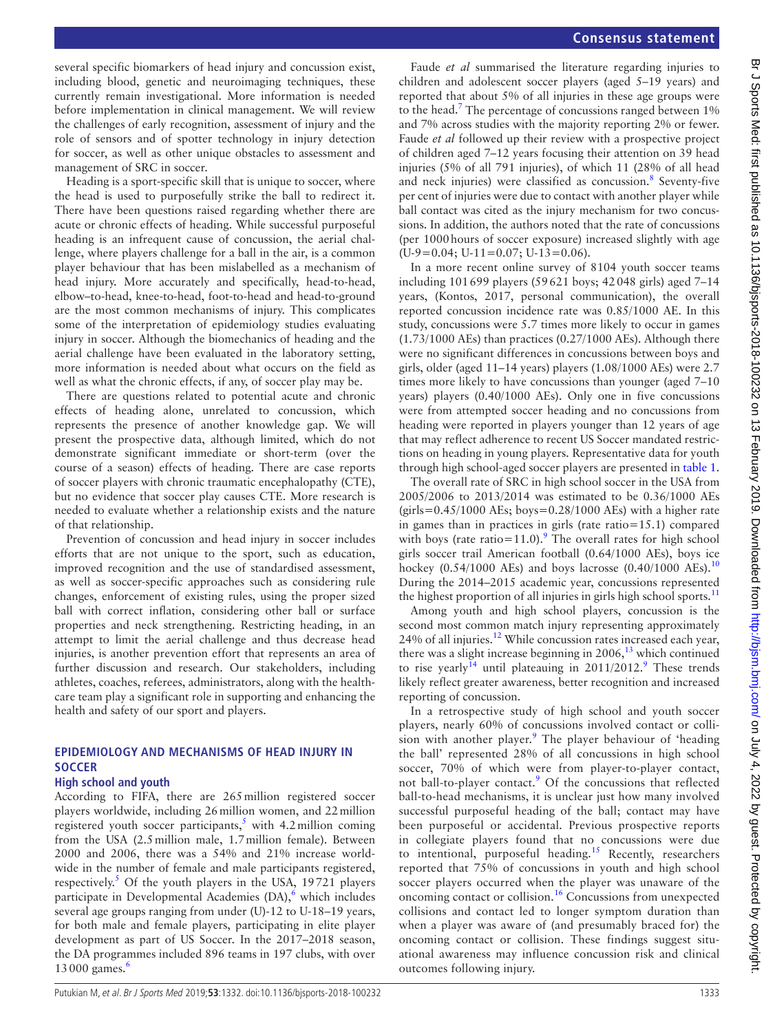several specific biomarkers of head injury and concussion exist, including blood, genetic and neuroimaging techniques, these currently remain investigational. More information is needed before implementation in clinical management. We will review the challenges of early recognition, assessment of injury and the role of sensors and of spotter technology in injury detection for soccer, as well as other unique obstacles to assessment and management of SRC in soccer.

Heading is a sport-specific skill that is unique to soccer, where the head is used to purposefully strike the ball to redirect it. There have been questions raised regarding whether there are acute or chronic effects of heading. While successful purposeful heading is an infrequent cause of concussion, the aerial challenge, where players challenge for a ball in the air, is a common player behaviour that has been mislabelled as a mechanism of head injury. More accurately and specifically, head-to-head, elbow–to-head, knee-to-head, foot-to-head and head-to-ground are the most common mechanisms of injury. This complicates some of the interpretation of epidemiology studies evaluating injury in soccer. Although the biomechanics of heading and the aerial challenge have been evaluated in the laboratory setting, more information is needed about what occurs on the field as well as what the chronic effects, if any, of soccer play may be.

There are questions related to potential acute and chronic effects of heading alone, unrelated to concussion, which represents the presence of another knowledge gap. We will present the prospective data, although limited, which do not demonstrate significant immediate or short-term (over the course of a season) effects of heading. There are case reports of soccer players with chronic traumatic encephalopathy (CTE), but no evidence that soccer play causes CTE. More research is needed to evaluate whether a relationship exists and the nature of that relationship.

Prevention of concussion and head injury in soccer includes efforts that are not unique to the sport, such as education, improved recognition and the use of standardised assessment, as well as soccer-specific approaches such as considering rule changes, enforcement of existing rules, using the proper sized ball with correct inflation, considering other ball or surface properties and neck strengthening. Restricting heading, in an attempt to limit the aerial challenge and thus decrease head injuries, is another prevention effort that represents an area of further discussion and research. Our stakeholders, including athletes, coaches, referees, administrators, along with the healthcare team play a significant role in supporting and enhancing the health and safety of our sport and players.

## EPIDEMIOLOGY AND MECHANISMS OF HEAD INJURY IN SOCCER

### High school and youth

According to FIFA, there are 265 million registered soccer players worldwide, including 26 million women, and 22 million registered youth soccer participants,[5] with 4.2 million coming from the USA (2.5 million male, 1.7 million female). Between 2000 and 2006, there was a 54% and 21% increase worldwide in the number of female and male participants registered, respectively.[5] Of the youth players in the USA, 19 721 players participate in Developmental Academies (DA),[6] which includes several age groups ranging from under (U)-12 to U-18–19 years, for both male and female players, participating in elite player development as part of US Soccer. In the 2017–2018 season, the DA programmes included 896 teams in 197 clubs, with over 13 000 games.[6]

Faude *et al* summarised the literature regarding injuries to children and adolescent soccer players (aged 5–19 years) and reported that about 5% of all injuries in these age groups were to the head.[7] The percentage of concussions ranged between 1% and 7% across studies with the majority reporting 2% or fewer. Faude *et al* followed up their review with a prospective project of children aged 7–12 years focusing their attention on 39 head injuries (5% of all 791 injuries), of which 11 (28% of all head and neck injuries) were classified as concussion.[8] Seventy-five per cent of injuries were due to contact with another player while ball contact was cited as the injury mechanism for two concussions. In addition, the authors noted that the rate of concussions (per 1000 hours of soccer exposure) increased slightly with age (U-9=0.04; U-11=0.07; U-13=0.06).

In a more recent online survey of 8104 youth soccer teams including 101 699 players (59 621 boys; 42 048 girls) aged 7–14 years, (Kontos, 2017, personal communication), the overall reported concussion incidence rate was 0.85/1000 AE. In this study, concussions were 5.7 times more likely to occur in games (1.73/1000 AEs) than practices (0.27/1000 AEs). Although there were no significant differences in concussions between boys and girls, older (aged 11–14 years) players (1.08/1000 AEs) were 2.7 times more likely to have concussions than younger (aged 7–10 years) players (0.40/1000 AEs). Only one in five concussions were from attempted soccer heading and no concussions from heading were reported in players younger than 12 years of age that may reflect adherence to recent US Soccer mandated restrictions on heading in young players. Representative data for youth through high school-aged soccer players are presented in table 1.

The overall rate of SRC in high school soccer in the USA from 2005/2006 to 2013/2014 was estimated to be 0.36/1000 AEs (girls=0.45/1000 AEs; boys=0.28/1000 AEs) with a higher rate in games than in practices in girls (rate ratio=15.1) compared with boys (rate ratio=11.0).[9] The overall rates for high school girls soccer trail American football (0.64/1000 AEs), boys ice hockey (0.54/1000 AEs) and boys lacrosse (0.40/1000 AEs).[10] During the 2014–2015 academic year, concussions represented the highest proportion of all injuries in girls high school sports.[11]

Among youth and high school players, concussion is the second most common match injury representing approximately 24% of all injuries.[12] While concussion rates increased each year, there was a slight increase beginning in 2006,[13] which continued to rise yearly[14] until plateauing in 2011/2012.[9] These trends likely reflect greater awareness, better recognition and increased reporting of concussion.

In a retrospective study of high school and youth soccer players, nearly 60% of concussions involved contact or collision with another player.[9] The player behaviour of 'heading the ball' represented 28% of all concussions in high school soccer, 70% of which were from player-to-player contact, not ball-to-player contact.[9] Of the concussions that reflected ball-to-head mechanisms, it is unclear just how many involved successful purposeful heading of the ball; contact may have been purposeful or accidental. Previous prospective reports in collegiate players found that no concussions were due to intentional, purposeful heading.[15] Recently, researchers reported that 75% of concussions in youth and high school soccer players occurred when the player was unaware of the oncoming contact or collision.[16] Concussions from unexpected collisions and contact led to longer symptom duration than when a player was aware of (and presumably braced for) the oncoming contact or collision. These findings suggest situational awareness may influence concussion risk and clinical outcomes following injury.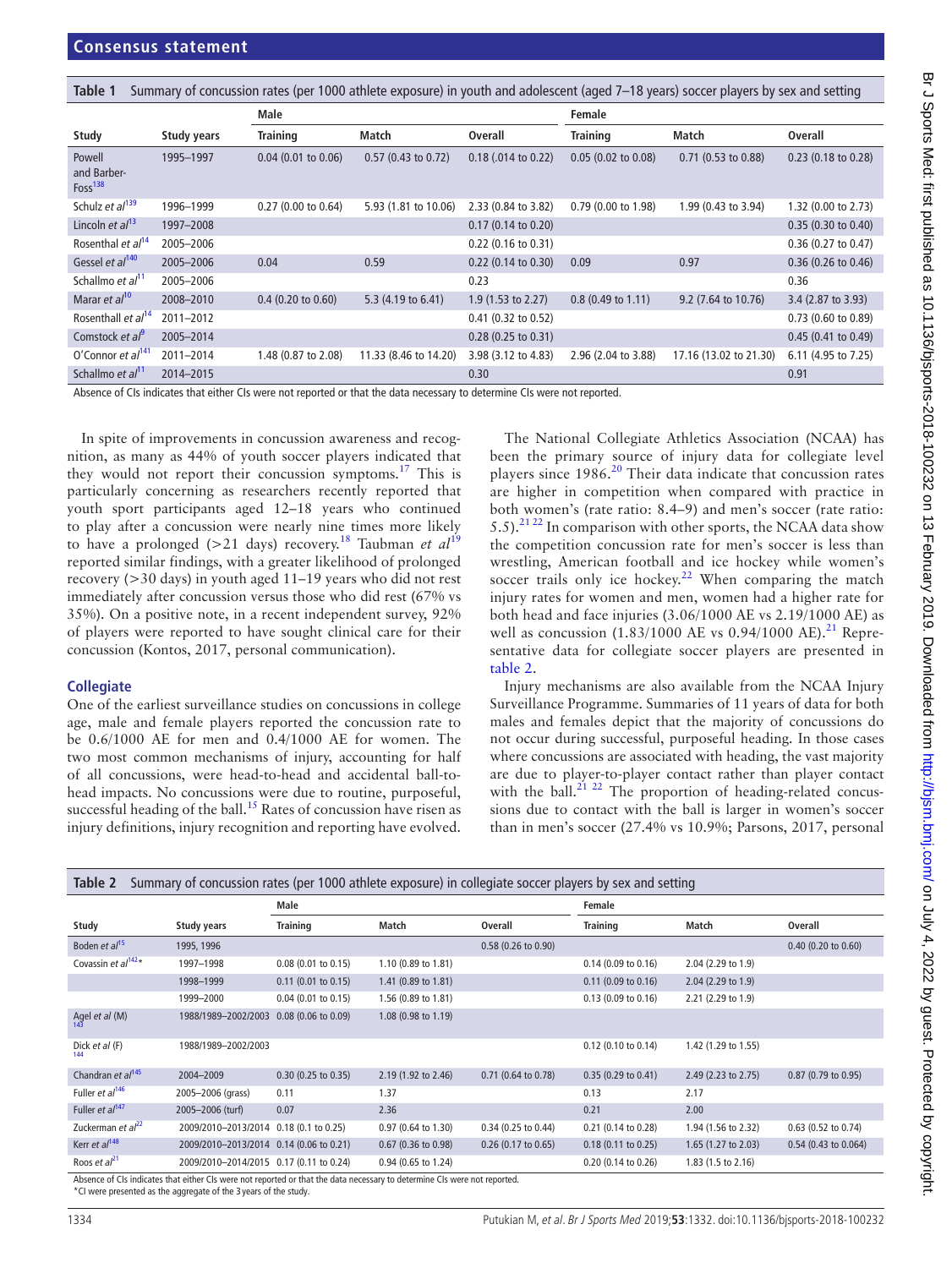**Table 1** Summary of concussion rates (per 1000 athlete exposure) in youth and adolescent (aged 7–18 years) soccer players by sex and setting

| | | Male | | | Female | | |
|---|---|---|---|---|---|---|---|
| **Study** | **Study years** | **Training** | **Match** | **Overall** | **Training** | **Match** | **Overall** |
| Powell and Barber-Foss[138] | 1995–1997 | 0.04 (0.01 to 0.06) | 0.57 (0.43 to 0.72) | 0.18 (.014 to 0.22) | 0.05 (0.02 to 0.08) | 0.71 (0.53 to 0.88) | 0.23 (0.18 to 0.28) |
| Schulz *et al*[139] | 1996–1999 | 0.27 (0.00 to 0.64) | 5.93 (1.81 to 10.06) | 2.33 (0.84 to 3.82) | 0.79 (0.00 to 1.98) | 1.99 (0.43 to 3.94) | 1.32 (0.00 to 2.73) |
| Lincoln *et al*[13] | 1997–2008 | | | 0.17 (0.14 to 0.20) | | | 0.35 (0.30 to 0.40) |
| Rosenthal *et al*[14] | 2005–2006 | | | 0.22 (0.16 to 0.31) | | | 0.36 (0.27 to 0.47) |
| Gessel *et al*[140] | 2005–2006 | 0.04 | 0.59 | 0.22 (0.14 to 0.30) | 0.09 | 0.97 | 0.36 (0.26 to 0.46) |
| Schallmo *et al*[11] | 2005–2006 | | | 0.23 | | | 0.36 |
| Marar *et al*[10] | 2008–2010 | 0.4 (0.20 to 0.60) | 5.3 (4.19 to 6.41) | 1.9 (1.53 to 2.27) | 0.8 (0.49 to 1.11) | 9.2 (7.64 to 10.76) | 3.4 (2.87 to 3.93) |
| Rosenthall *et al*[14] | 2011–2012 | | | 0.41 (0.32 to 0.52) | | | 0.73 (0.60 to 0.89) |
| Comstock *et al*[9] | 2005–2014 | | | 0.28 (0.25 to 0.31) | | | 0.45 (0.41 to 0.49) |
| O'Connor *et al*[141] | 2011–2014 | 1.48 (0.87 to 2.08) | 11.33 (8.46 to 14.20) | 3.98 (3.12 to 4.83) | 2.96 (2.04 to 3.88) | 17.16 (13.02 to 21.30) | 6.11 (4.95 to 7.25) |
| Schallmo *et al*[11] | 2014–2015 | | | 0.30 | | | 0.91 |

Absence of CIs indicates that either CIs were not reported or that the data necessary to determine CIs were not reported.

In spite of improvements in concussion awareness and recognition, as many as 44% of youth soccer players indicated that they would not report their concussion symptoms.[17] This is particularly concerning as researchers recently reported that youth sport participants aged 12–18 years who continued to play after a concussion were nearly nine times more likely to have a prolonged (>21 days) recovery.[18] Taubman *et al*[19] reported similar findings, with a greater likelihood of prolonged recovery (>30 days) in youth aged 11–19 years who did not rest immediately after concussion versus those who did rest (67% vs 35%). On a positive note, in a recent independent survey, 92% of players were reported to have sought clinical care for their concussion (Kontos, 2017, personal communication).

### Collegiate

One of the earliest surveillance studies on concussions in college age, male and female players reported the concussion rate to be 0.6/1000 AE for men and 0.4/1000 AE for women. The two most common mechanisms of injury, accounting for half of all concussions, were head-to-head and accidental ball-to-head impacts. No concussions were due to routine, purposeful, successful heading of the ball.[15] Rates of concussion have risen as injury definitions, injury recognition and reporting have evolved.

The National Collegiate Athletics Association (NCAA) has been the primary source of injury data for collegiate level players since 1986.[20] Their data indicate that concussion rates are higher in competition when compared with practice in both women's (rate ratio: 8.4–9) and men's soccer (rate ratio: 5.5).[21 22] In comparison with other sports, the NCAA data show the competition concussion rate for men's soccer is less than wrestling, American football and ice hockey while women's soccer trails only ice hockey.[22] When comparing the match injury rates for women and men, women had a higher rate for both head and face injuries (3.06/1000 AE vs 2.19/1000 AE) as well as concussion (1.83/1000 AE vs 0.94/1000 AE).[21] Representative data for collegiate soccer players are presented in table 2.

Injury mechanisms are also available from the NCAA Injury Surveillance Programme. Summaries of 11 years of data for both males and females depict that the majority of concussions do not occur during successful, purposeful heading. In those cases where concussions are associated with heading, the vast majority are due to player-to-player contact rather than player contact with the ball.[21 22] The proportion of heading-related concussions due to contact with the ball is larger in women's soccer than in men's soccer (27.4% vs 10.9%; Parsons, 2017, personal

**Table 2** Summary of concussion rates (per 1000 athlete exposure) in collegiate soccer players by sex and setting

| | | Male | | | Female | | |
|---|---|---|---|---|---|---|---|
| **Study** | **Study years** | **Training** | **Match** | **Overall** | **Training** | **Match** | **Overall** |
| Boden *et al*[15] | 1995, 1996 | | | 0.58 (0.26 to 0.90) | | | 0.40 (0.20 to 0.60) |
| Covassin *et al*[142]* | 1997–1998 | 0.08 (0.01 to 0.15) | 1.10 (0.89 to 1.81) | | 0.14 (0.09 to 0.16) | 2.04 (2.29 to 1.9) | |
| | 1998–1999 | 0.11 (0.01 to 0.15) | 1.41 (0.89 to 1.81) | | 0.11 (0.09 to 0.16) | 2.04 (2.29 to 1.9) | |
| | 1999–2000 | 0.04 (0.01 to 0.15) | 1.56 (0.89 to 1.81) | | 0.13 (0.09 to 0.16) | 2.21 (2.29 to 1.9) | |
| Agel *et al* (M)[143] | 1988/1989–2002/2003 | 0.08 (0.06 to 0.09) | 1.08 (0.98 to 1.19) | | | | |
| Dick *et al* (F)[144] | 1988/1989–2002/2003 | | | | 0.12 (0.10 to 0.14) | 1.42 (1.29 to 1.55) | |
| Chandran *et al*[145] | 2004–2009 | 0.30 (0.25 to 0.35) | 2.19 (1.92 to 2.46) | 0.71 (0.64 to 0.78) | 0.35 (0.29 to 0.41) | 2.49 (2.23 to 2.75) | 0.87 (0.79 to 0.95) |
| Fuller *et al*[146] | 2005–2006 (grass) | 0.11 | 1.37 | | 0.13 | 2.17 | |
| Fuller *et al*[147] | 2005–2006 (turf) | 0.07 | 2.36 | | 0.21 | 2.00 | |
| Zuckerman *et al*[22] | 2009/2010–2013/2014 | 0.18 (0.1 to 0.25) | 0.97 (0.64 to 1.30) | 0.34 (0.25 to 0.44) | 0.21 (0.14 to 0.28) | 1.94 (1.56 to 2.32) | 0.63 (0.52 to 0.74) |
| Kerr *et al*[148] | 2009/2010–2013/2014 | 0.14 (0.06 to 0.21) | 0.67 (0.36 to 0.98) | 0.26 (0.17 to 0.65) | 0.18 (0.11 to 0.25) | 1.65 (1.27 to 2.03) | 0.54 (0.43 to 0.064) |
| Roos *et al*[21] | 2009/2010–2014/2015 | 0.17 (0.11 to 0.24) | 0.94 (0.65 to 1.24) | | 0.20 (0.14 to 0.26) | 1.83 (1.5 to 2.16) | |

Absence of CIs indicates that either CIs were not reported or that the data necessary to determine CIs were not reported.
*CI were presented as the aggregate of the 3 years of the study.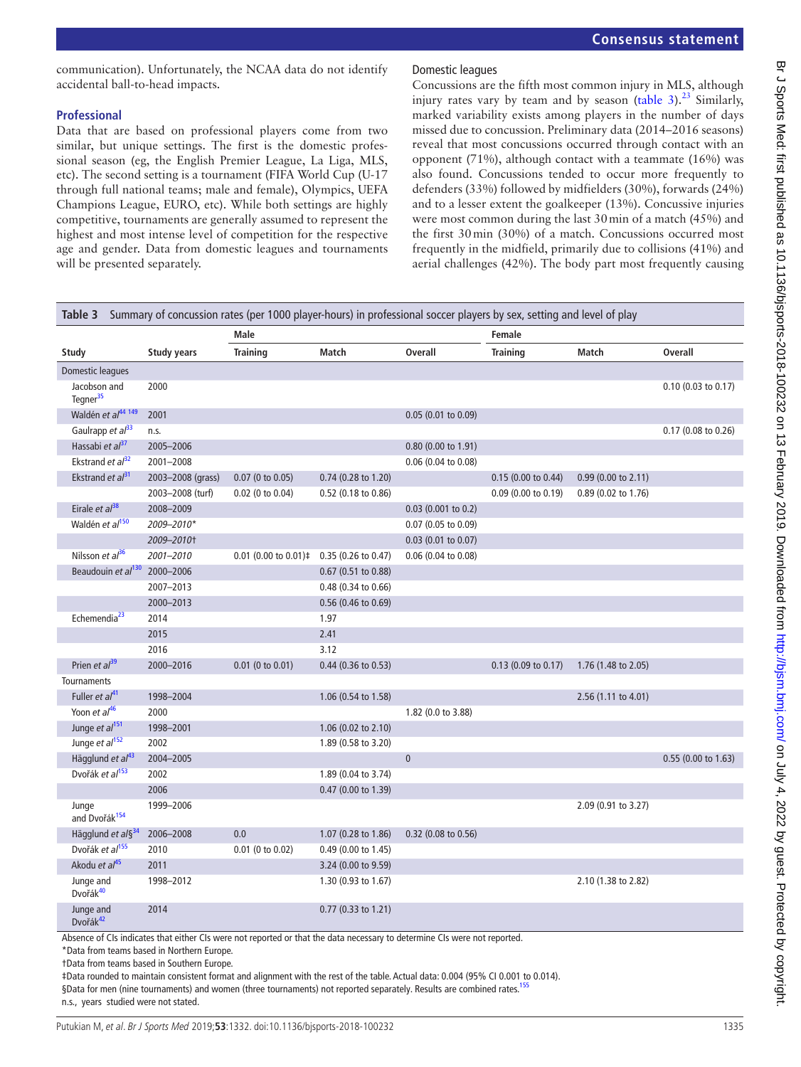communication). Unfortunately, the NCAA data do not identify accidental ball-to-head impacts.

### Professional

Data that are based on professional players come from two similar, but unique settings. The first is the domestic professional season (eg, the English Premier League, La Liga, MLS, etc). The second setting is a tournament (FIFA World Cup (U-17 through full national teams; male and female), Olympics, UEFA Champions League, EURO, etc). While both settings are highly competitive, tournaments are generally assumed to represent the highest and most intense level of competition for the respective age and gender. Data from domestic leagues and tournaments will be presented separately.

#### Domestic leagues

Concussions are the fifth most common injury in MLS, although injury rates vary by team and by season (table 3).[23] Similarly, marked variability exists among players in the number of days missed due to concussion. Preliminary data (2014–2016 seasons) reveal that most concussions occurred through contact with an opponent (71%), although contact with a teammate (16%) was also found. Concussions tended to occur more frequently to defenders (33%) followed by midfielders (30%), forwards (24%) and to a lesser extent the goalkeeper (13%). Concussive injuries were most common during the last 30 min of a match (45%) and the first 30 min (30%) of a match. Concussions occurred most frequently in the midfield, primarily due to collisions (41%) and aerial challenges (42%). The body part most frequently causing

**Table 3** Summary of concussion rates (per 1000 player-hours) in professional soccer players by sex, setting and level of play

| | | Male | | | Female | | |
|---|---|---|---|---|---|---|---|
| **Study** | **Study years** | **Training** | **Match** | **Overall** | **Training** | **Match** | **Overall** |
| Domestic leagues | | | | | | | |
| Jacobson and Tegner[35] | 2000 | | | | | | 0.10 (0.03 to 0.17) |
| Waldén *et al*[44 149] | 2001 | | | 0.05 (0.01 to 0.09) | | | |
| Gaulrapp *et al*[33] | n.s. | | | | | | 0.17 (0.08 to 0.26) |
| Hassabi *et al*[37] | 2005–2006 | | | 0.80 (0.00 to 1.91) | | | |
| Ekstrand *et al*[32] | 2001–2008 | | | 0.06 (0.04 to 0.08) | | | |
| Ekstrand *et al*[31] | 2003–2008 (grass) | 0.07 (0 to 0.05) | 0.74 (0.28 to 1.20) | | 0.15 (0.00 to 0.44) | 0.99 (0.00 to 2.11) | |
| | 2003–2008 (turf) | 0.02 (0 to 0.04) | 0.52 (0.18 to 0.86) | | 0.09 (0.00 to 0.19) | 0.89 (0.02 to 1.76) | |
| Eirale *et al*[38] | 2008–2009 | | | 0.03 (0.001 to 0.2) | | | |
| Waldén *et al*[150] | *2009–2010\** | | | 0.07 (0.05 to 0.09) | | | |
| | *2009–2010†* | | | 0.03 (0.01 to 0.07) | | | |
| Nilsson *et al*[36] | *2001–2010* | 0.01 (0.00 to 0.01)‡ | 0.35 (0.26 to 0.47) | 0.06 (0.04 to 0.08) | | | |
| Beaudouin *et al*[130] | 2000–2006 | | 0.67 (0.51 to 0.88) | | | | |
| | 2007–2013 | | 0.48 (0.34 to 0.66) | | | | |
| | 2000–2013 | | 0.56 (0.46 to 0.69) | | | | |
| Echemendia[23] | 2014 | | 1.97 | | | | |
| | 2015 | | 2.41 | | | | |
| | 2016 | | 3.12 | | | | |
| Prien *et al*[39] | 2000–2016 | 0.01 (0 to 0.01) | 0.44 (0.36 to 0.53) | | 0.13 (0.09 to 0.17) | 1.76 (1.48 to 2.05) | |
| Tournaments | | | | | | | |
| Fuller *et al*[41] | 1998–2004 | | 1.06 (0.54 to 1.58) | | | 2.56 (1.11 to 4.01) | |
| Yoon *et al*[46] | 2000 | | | 1.82 (0.0 to 3.88) | | | |
| Junge *et al*[151] | 1998–2001 | | 1.06 (0.02 to 2.10) | | | | |
| Junge *et al*[152] | 2002 | | 1.89 (0.58 to 3.20) | | | | |
| Hägglund *et al*[43] | 2004–2005 | | | 0 | | | 0.55 (0.00 to 1.63) |
| Dvořák *et al*[153] | 2002 | | 1.89 (0.04 to 3.74) | | | | |
| | 2006 | | 0.47 (0.00 to 1.39) | | | | |
| Junge and Dvořák[154] | 1999–2006 | | | | | 2.09 (0.91 to 3.27) | |
| Hägglund *et al*§[34] | 2006–2008 | 0.0 | 1.07 (0.28 to 1.86) | 0.32 (0.08 to 0.56) | | | |
| Dvořák *et al*[155] | 2010 | 0.01 (0 to 0.02) | 0.49 (0.00 to 1.45) | | | | |
| Akodu *et al*[45] | 2011 | | 3.24 (0.00 to 9.59) | | | | |
| Junge and Dvořák[40] | 1998–2012 | | 1.30 (0.93 to 1.67) | | | 2.10 (1.38 to 2.82) | |
| Junge and Dvořák[42] | 2014 | | 0.77 (0.33 to 1.21) | | | | |

Absence of CIs indicates that either CIs were not reported or that the data necessary to determine CIs were not reported.

\*Data from teams based in Northern Europe.

†Data from teams based in Southern Europe.

‡Data rounded to maintain consistent format and alignment with the rest of the table. Actual data: 0.004 (95% CI 0.001 to 0.014).

§Data for men (nine tournaments) and women (three tournaments) not reported separately. Results are combined rates.[155]

n.s., years studied were not stated.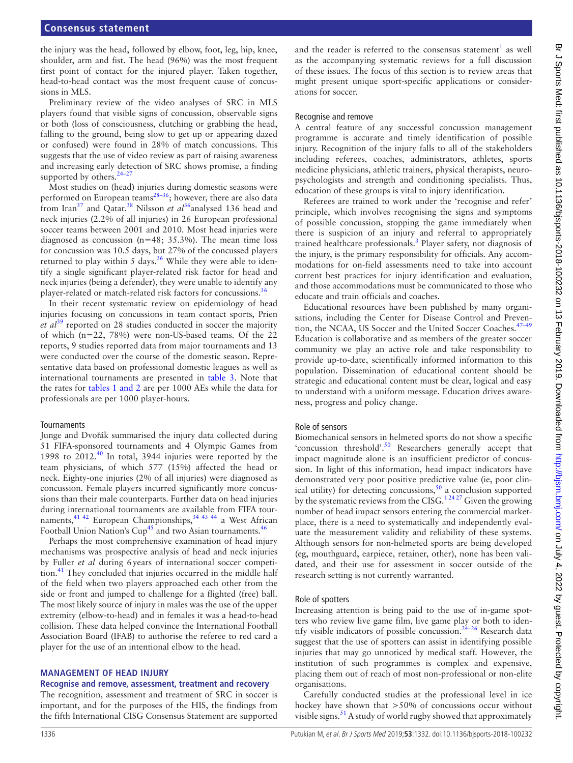the injury was the head, followed by elbow, foot, leg, hip, knee, shoulder, arm and fist. The head (96%) was the most frequent first point of contact for the injured player. Taken together, head-to-head contact was the most frequent cause of concussions in MLS.

Preliminary review of the video analyses of SRC in MLS players found that visible signs of concussion, observable signs or both (loss of consciousness, clutching or grabbing the head, falling to the ground, being slow to get up or appearing dazed or confused) were found in 28% of match concussions. This suggests that the use of video review as part of raising awareness and increasing early detection of SRC shows promise, a finding supported by others.[24–27]

Most studies on (head) injuries during domestic seasons were performed on European teams[28–36]; however, there are also data from Iran[37] and Qatar.[38] Nilsson *et al*[36] analysed 136 head and neck injuries (2.2% of all injuries) in 26 European professional soccer teams between 2001 and 2010. Most head injuries were diagnosed as concussion (n=48; 35.3%). The mean time loss for concussion was 10.5 days, but 27% of the concussed players returned to play within 5 days.[36] While they were able to identify a single significant player-related risk factor for head and neck injuries (being a defender), they were unable to identify any player-related or match-related risk factors for concussions.[36]

In their recent systematic review on epidemiology of head injuries focusing on concussions in team contact sports, Prien *et al*[39] reported on 28 studies conducted in soccer the majority of which (n=22, 78%) were non-US-based teams. Of the 22 reports, 9 studies reported data from major tournaments and 13 were conducted over the course of the domestic season. Representative data based on professional domestic leagues as well as international tournaments are presented in table 3. Note that the rates for tables 1 and 2 are per 1000 AEs while the data for professionals are per 1000 player-hours.

### Tournaments

Junge and Dvořák summarised the injury data collected during 51 FIFA-sponsored tournaments and 4 Olympic Games from 1998 to 2012.[40] In total, 3944 injuries were reported by the team physicians, of which 577 (15%) affected the head or neck. Eighty-one injuries (2% of all injuries) were diagnosed as concussion. Female players incurred significantly more concussions than their male counterparts. Further data on head injuries during international tournaments are available from FIFA tournaments,[41 42] European Championships,[34 43 44] a West African Football Union Nation's Cup[45] and two Asian tournaments.[46]

Perhaps the most comprehensive examination of head injury mechanisms was prospective analysis of head and neck injuries by Fuller *et al* during 6 years of international soccer competition.[41] They concluded that injuries occurred in the middle half of the field when two players approached each other from the side or front and jumped to challenge for a flighted (free) ball. The most likely source of injury in males was the use of the upper extremity (elbow-to-head) and in females it was a head-to-head collision. These data helped convince the International Football Association Board (IFAB) to authorise the referee to red card a player for the use of an intentional elbow to the head.

## MANAGEMENT OF HEAD INJURY

### Recognise and remove, assessment, treatment and recovery

The recognition, assessment and treatment of SRC in soccer is important, and for the purposes of the HIS, the findings from the fifth International CISG Consensus Statement are supported and the reader is referred to the consensus statement[1] as well as the accompanying systematic reviews for a full discussion of these issues. The focus of this section is to review areas that might present unique sport-specific applications or considerations for soccer.

### Recognise and remove

A central feature of any successful concussion management programme is accurate and timely identification of possible injury. Recognition of the injury falls to all of the stakeholders including referees, coaches, administrators, athletes, sports medicine physicians, athletic trainers, physical therapists, neuropsychologists and strength and conditioning specialists. Thus, education of these groups is vital to injury identification.

Referees are trained to work under the 'recognise and refer' principle, which involves recognising the signs and symptoms of possible concussion, stopping the game immediately when there is suspicion of an injury and referral to appropriately trained healthcare professionals.[3] Player safety, not diagnosis of the injury, is the primary responsibility for officials. Any accommodations for on-field assessments need to take into account current best practices for injury identification and evaluation, and those accommodations must be communicated to those who educate and train officials and coaches.

Educational resources have been published by many organisations, including the Center for Disease Control and Prevention, the NCAA, US Soccer and the United Soccer Coaches.[47–49] Education is collaborative and as members of the greater soccer community we play an active role and take responsibility to provide up-to-date, scientifically informed information to this population. Dissemination of educational content should be strategic and educational content must be clear, logical and easy to understand with a uniform message. Education drives awareness, progress and policy change.

### Role of sensors

Biomechanical sensors in helmeted sports do not show a specific 'concussion threshold'.[50] Researchers generally accept that impact magnitude alone is an insufficient predictor of concussion. In light of this information, head impact indicators have demonstrated very poor positive predictive value (ie, poor clinical utility) for detecting concussions,[50] a conclusion supported by the systematic reviews from the CISG.[1 24 27] Given the growing number of head impact sensors entering the commercial marketplace, there is a need to systematically and independently evaluate the measurement validity and reliability of these systems. Although sensors for non-helmeted sports are being developed (eg, mouthguard, earpiece, retainer, other), none has been validated, and their use for assessment in soccer outside of the research setting is not currently warranted.

### Role of spotters

Increasing attention is being paid to the use of in-game spotters who review live game film, live game play or both to identify visible indicators of possible concussion.[24–26] Research data suggest that the use of spotters can assist in identifying possible injuries that may go unnoticed by medical staff. However, the institution of such programmes is complex and expensive, placing them out of reach of most non-professional or non-elite organisations.

Carefully conducted studies at the professional level in ice hockey have shown that >50% of concussions occur without visible signs.[51] A study of world rugby showed that approximately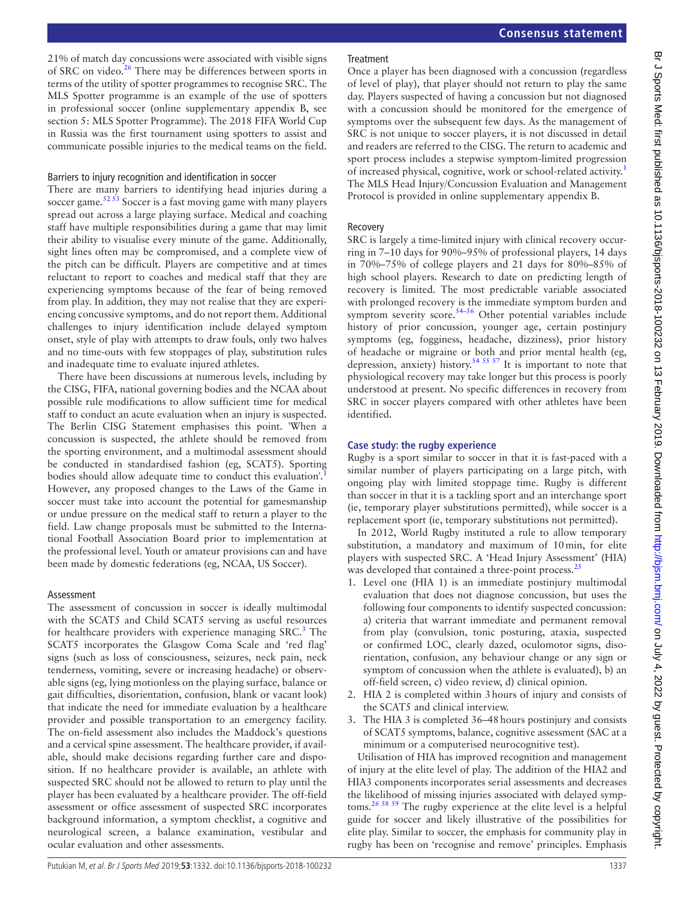21% of match day concussions were associated with visible signs of SRC on video.[26] There may be differences between sports in terms of the utility of spotter programmes to recognise SRC. The MLS Spotter programme is an example of the use of spotters in professional soccer (online supplementary appendix B, see section 5: MLS Spotter Programme). The 2018 FIFA World Cup in Russia was the first tournament using spotters to assist and communicate possible injuries to the medical teams on the field.

### Barriers to injury recognition and identification in soccer

There are many barriers to identifying head injuries during a soccer game.[52 53] Soccer is a fast moving game with many players spread out across a large playing surface. Medical and coaching staff have multiple responsibilities during a game that may limit their ability to visualise every minute of the game. Additionally, sight lines often may be compromised, and a complete view of the pitch can be difficult. Players are competitive and at times reluctant to report to coaches and medical staff that they are experiencing symptoms because of the fear of being removed from play. In addition, they may not realise that they are experiencing concussive symptoms, and do not report them. Additional challenges to injury identification include delayed symptom onset, style of play with attempts to draw fouls, only two halves and no time-outs with few stoppages of play, substitution rules and inadequate time to evaluate injured athletes.

There have been discussions at numerous levels, including by the CISG, FIFA, national governing bodies and the NCAA about possible rule modifications to allow sufficient time for medical staff to conduct an acute evaluation when an injury is suspected. The Berlin CISG Statement emphasises this point. 'When a concussion is suspected, the athlete should be removed from the sporting environment, and a multimodal assessment should be conducted in standardised fashion (eg, SCAT5). Sporting bodies should allow adequate time to conduct this evaluation'.[1] However, any proposed changes to the Laws of the Game in soccer must take into account the potential for gamesmanship or undue pressure on the medical staff to return a player to the field. Law change proposals must be submitted to the International Football Association Board prior to implementation at the professional level. Youth or amateur provisions can and have been made by domestic federations (eg, NCAA, US Soccer).

### Assessment

The assessment of concussion in soccer is ideally multimodal with the SCAT5 and Child SCAT5 serving as useful resources for healthcare providers with experience managing SRC.[3] The SCAT5 incorporates the Glasgow Coma Scale and 'red flag' signs (such as loss of consciousness, seizures, neck pain, neck tenderness, vomiting, severe or increasing headache) or observable signs (eg, lying motionless on the playing surface, balance or gait difficulties, disorientation, confusion, blank or vacant look) that indicate the need for immediate evaluation by a healthcare provider and possible transportation to an emergency facility. The on-field assessment also includes the Maddock's questions and a cervical spine assessment. The healthcare provider, if available, should make decisions regarding further care and disposition. If no healthcare provider is available, an athlete with suspected SRC should not be allowed to return to play until the player has been evaluated by a healthcare provider. The off-field assessment or office assessment of suspected SRC incorporates background information, a symptom checklist, a cognitive and neurological screen, a balance examination, vestibular and ocular evaluation and other assessments.

### Treatment

Once a player has been diagnosed with a concussion (regardless of level of play), that player should not return to play the same day. Players suspected of having a concussion but not diagnosed with a concussion should be monitored for the emergence of symptoms over the subsequent few days. As the management of SRC is not unique to soccer players, it is not discussed in detail and readers are referred to the CISG. The return to academic and sport process includes a stepwise symptom-limited progression of increased physical, cognitive, work or school-related activity.[1] The MLS Head Injury/Concussion Evaluation and Management Protocol is provided in online supplementary appendix B.

### Recovery

SRC is largely a time-limited injury with clinical recovery occurring in 7–10 days for 90%–95% of professional players, 14 days in 70%–75% of college players and 21 days for 80%–85% of high school players. Research to date on predicting length of recovery is limited. The most predictable variable associated with prolonged recovery is the immediate symptom burden and symptom severity score.[54–56] Other potential variables include history of prior concussion, younger age, certain postinjury symptoms (eg, fogginess, headache, dizziness), prior history of headache or migraine or both and prior mental health (eg, depression, anxiety) history.[54 55 57] It is important to note that physiological recovery may take longer but this process is poorly understood at present. No specific differences in recovery from SRC in soccer players compared with other athletes have been identified.

### Case study: the rugby experience

Rugby is a sport similar to soccer in that it is fast-paced with a similar number of players participating on a large pitch, with ongoing play with limited stoppage time. Rugby is different than soccer in that it is a tackling sport and an interchange sport (ie, temporary player substitutions permitted), while soccer is a replacement sport (ie, temporary substitutions not permitted).

In 2012, World Rugby instituted a rule to allow temporary substitution, a mandatory and maximum of 10 min, for elite players with suspected SRC. A 'Head Injury Assessment' (HIA) was developed that contained a three-point process.[25]

1. Level one (HIA 1) is an immediate postinjury multimodal evaluation that does not diagnose concussion, but uses the following four components to identify suspected concussion: a) criteria that warrant immediate and permanent removal from play (convulsion, tonic posturing, ataxia, suspected or confirmed LOC, clearly dazed, oculomotor signs, disorientation, confusion, any behaviour change or any sign or symptom of concussion when the athlete is evaluated), b) an off-field screen, c) video review, d) clinical opinion.
2. HIA 2 is completed within 3 hours of injury and consists of the SCAT5 and clinical interview.
3. The HIA 3 is completed 36–48 hours postinjury and consists of SCAT5 symptoms, balance, cognitive assessment (SAC at a minimum or a computerised neurocognitive test).

Utilisation of HIA has improved recognition and management of injury at the elite level of play. The addition of the HIA2 and HIA3 components incorporates serial assessments and decreases the likelihood of missing injuries associated with delayed symptoms.[26 58 59] The rugby experience at the elite level is a helpful guide for soccer and likely illustrative of the possibilities for elite play. Similar to soccer, the emphasis for community play in rugby has been on 'recognise and remove' principles. Emphasis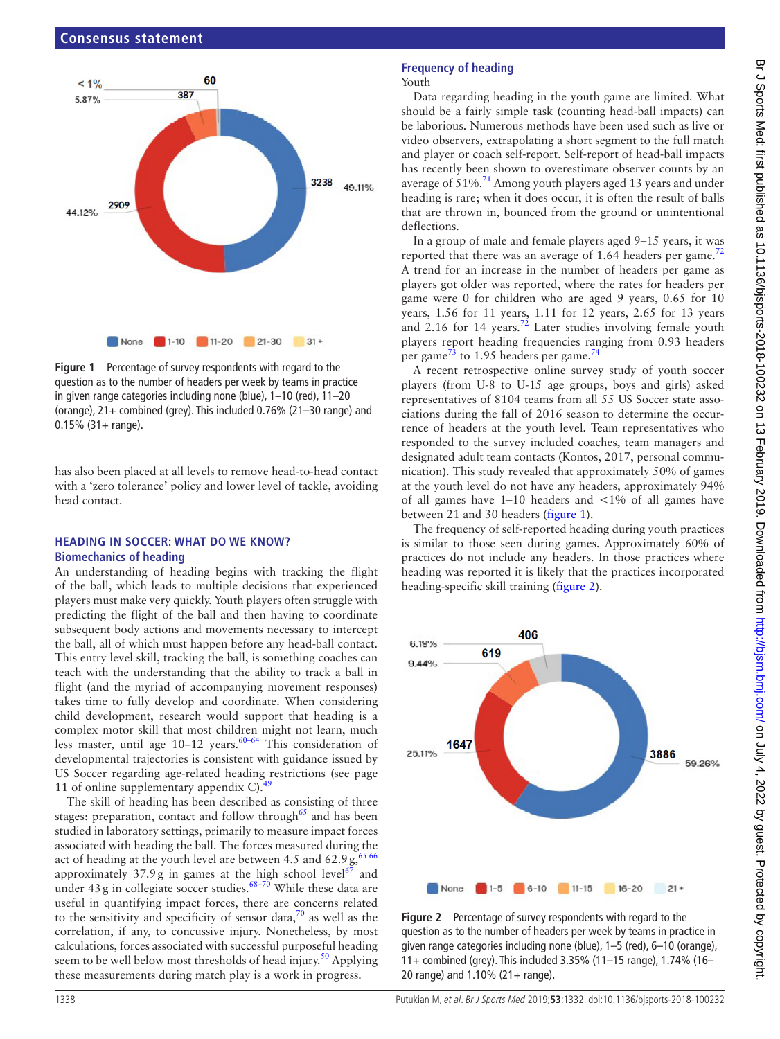Figure 1 Percentage of survey respondents with regard to the question as to the number of headers per week by teams in practice in given range categories including none (blue), 1–10 (red), 11–20 (orange), 21+ combined (grey). This included 0.76% (21–30 range) and 0.15% (31+ range).

has also been placed at all levels to remove head-to-head contact with a 'zero tolerance' policy and lower level of tackle, avoiding head contact.

## HEADING IN SOCCER: WHAT DO WE KNOW?

### Biomechanics of heading

An understanding of heading begins with tracking the flight of the ball, which leads to multiple decisions that experienced players must make very quickly. Youth players often struggle with predicting the flight of the ball and then having to coordinate subsequent body actions and movements necessary to intercept the ball, all of which must happen before any head-ball contact. This entry level skill, tracking the ball, is something coaches can teach with the understanding that the ability to track a ball in flight (and the myriad of accompanying movement responses) takes time to fully develop and coordinate. When considering child development, research would support that heading is a complex motor skill that most children might not learn, much less master, until age 10–12 years.[60–64] This consideration of developmental trajectories is consistent with guidance issued by US Soccer regarding age-related heading restrictions (see page 11 of online supplementary appendix C).[49]

The skill of heading has been described as consisting of three stages: preparation, contact and follow through[65] and has been studied in laboratory settings, primarily to measure impact forces associated with heading the ball. The forces measured during the act of heading at the youth level are between 4.5 and 62.9 g,[65 66] approximately 37.9 g in games at the high school level[67] and under 43 g in collegiate soccer studies.[68–70] While these data are useful in quantifying impact forces, there are concerns related to the sensitivity and specificity of sensor data,[70] as well as the correlation, if any, to concussive injury. Nonetheless, by most calculations, forces associated with successful purposeful heading seem to be well below most thresholds of head injury.[50] Applying these measurements during match play is a work in progress.

### Frequency of heading

Youth

Data regarding heading in the youth game are limited. What should be a fairly simple task (counting head-ball impacts) can be laborious. Numerous methods have been used such as live or video observers, extrapolating a short segment to the full match and player or coach self-report. Self-report of head-ball impacts has recently been shown to overestimate observer counts by an average of 51%.[71] Among youth players aged 13 years and under heading is rare; when it does occur, it is often the result of balls that are thrown in, bounced from the ground or unintentional deflections.

In a group of male and female players aged 9–15 years, it was reported that there was an average of 1.64 headers per game.[72] A trend for an increase in the number of headers per game as players got older was reported, where the rates for headers per game were 0 for children who are aged 9 years, 0.65 for 10 years, 1.56 for 11 years, 1.11 for 12 years, 2.65 for 13 years and 2.16 for 14 years.[72] Later studies involving female youth players report heading frequencies ranging from 0.93 headers per game[73] to 1.95 headers per game.[74]

A recent retrospective online survey study of youth soccer players (from U-8 to U-15 age groups, boys and girls) asked representatives of 8104 teams from all 55 US Soccer state associations during the fall of 2016 season to determine the occurrence of headers at the youth level. Team representatives who responded to the survey included coaches, team managers and designated adult team contacts (Kontos, 2017, personal communication). This study revealed that approximately 50% of games at the youth level do not have any headers, approximately 94% of all games have 1–10 headers and <1% of all games have between 21 and 30 headers (figure 1).

The frequency of self-reported heading during youth practices is similar to those seen during games. Approximately 60% of practices do not include any headers. In those practices where heading was reported it is likely that the practices incorporated heading-specific skill training (figure 2).

Figure 2 Percentage of survey respondents with regard to the question as to the number of headers per week by teams in practice in given range categories including none (blue), 1–5 (red), 6–10 (orange), 11+ combined (grey). This included 3.35% (11–15 range), 1.74% (16–20 range) and 1.10% (21+ range).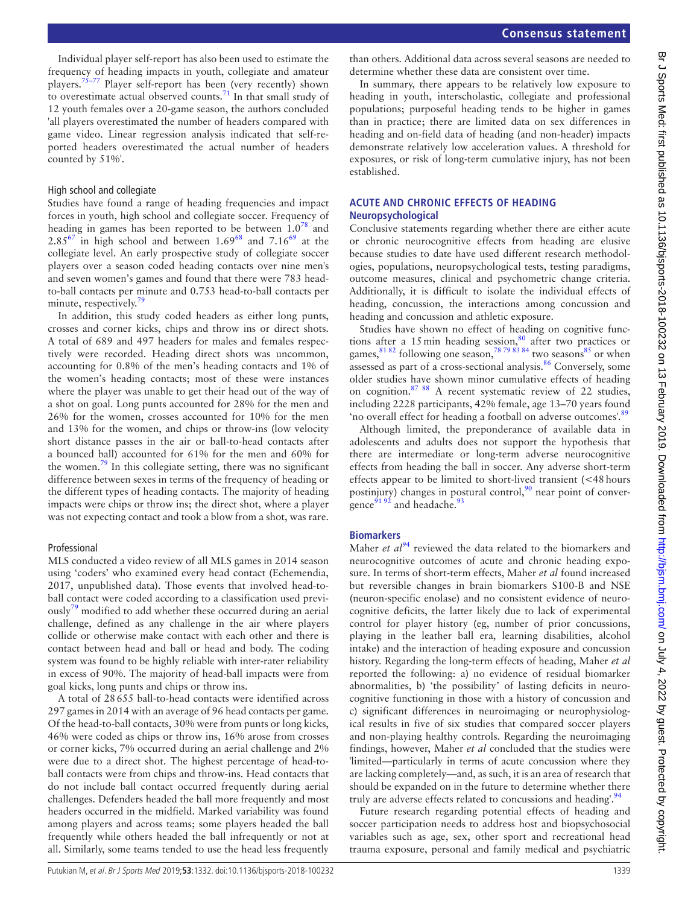Individual player self-report has also been used to estimate the frequency of heading impacts in youth, collegiate and amateur players.[75–77] Player self-report has been (very recently) shown to overestimate actual observed counts.[71] In that small study of 12 youth females over a 20-game season, the authors concluded 'all players overestimated the number of headers compared with game video. Linear regression analysis indicated that self-reported headers overestimated the actual number of headers counted by 51%'.

### High school and collegiate

Studies have found a range of heading frequencies and impact forces in youth, high school and collegiate soccer. Frequency of heading in games has been reported to be between 1.0[78] and 2.85[67] in high school and between 1.69[68] and 7.16[69] at the collegiate level. An early prospective study of collegiate soccer players over a season coded heading contacts over nine men's and seven women's games and found that there were 783 head-to-ball contacts per minute and 0.753 head-to-ball contacts per minute, respectively.[79]

In addition, this study coded headers as either long punts, crosses and corner kicks, chips and throw ins or direct shots. A total of 689 and 497 headers for males and females respectively were recorded. Heading direct shots was uncommon, accounting for 0.8% of the men's heading contacts and 1% of the women's heading contacts; most of these were instances where the player was unable to get their head out of the way of a shot on goal. Long punts accounted for 28% for the men and 26% for the women, crosses accounted for 10% for the men and 13% for the women, and chips or throw-ins (low velocity short distance passes in the air or ball-to-head contacts after a bounced ball) accounted for 61% for the men and 60% for the women.[79] In this collegiate setting, there was no significant difference between sexes in terms of the frequency of heading or the different types of heading contacts. The majority of heading impacts were chips or throw ins; the direct shot, where a player was not expecting contact and took a blow from a shot, was rare.

### Professional

MLS conducted a video review of all MLS games in 2014 season using 'coders' who examined every head contact (Echemendia, 2017, unpublished data). Those events that involved head-to-ball contact were coded according to a classification used previously[79] modified to add whether these occurred during an aerial challenge, defined as any challenge in the air where players collide or otherwise make contact with each other and there is contact between head and ball or head and body. The coding system was found to be highly reliable with inter-rater reliability in excess of 90%. The majority of head-ball impacts were from goal kicks, long punts and chips or throw ins.

A total of 28 655 ball-to-head contacts were identified across 297 games in 2014 with an average of 96 head contacts per game. Of the head-to-ball contacts, 30% were from punts or long kicks, 46% were coded as chips or throw ins, 16% arose from crosses or corner kicks, 7% occurred during an aerial challenge and 2% were due to a direct shot. The highest percentage of head-to-ball contacts were from chips and throw-ins. Head contacts that do not include ball contact occurred frequently during aerial challenges. Defenders headed the ball more frequently and most headers occurred in the midfield. Marked variability was found among players and across teams; some players headed the ball frequently while others headed the ball infrequently or not at all. Similarly, some teams tended to use the head less frequently than others. Additional data across several seasons are needed to determine whether these data are consistent over time.

In summary, there appears to be relatively low exposure to heading in youth, interscholastic, collegiate and professional populations; purposeful heading tends to be higher in games than in practice; there are limited data on sex differences in heading and on-field data of heading (and non-header) impacts demonstrate relatively low acceleration values. A threshold for exposures, or risk of long-term cumulative injury, has not been established.

## ACUTE AND CHRONIC EFFECTS OF HEADING

### Neuropsychological

Conclusive statements regarding whether there are either acute or chronic neurocognitive effects from heading are elusive because studies to date have used different research methodologies, populations, neuropsychological tests, testing paradigms, outcome measures, clinical and psychometric change criteria. Additionally, it is difficult to isolate the individual effects of heading, concussion, the interactions among concussion and heading and concussion and athletic exposure.

Studies have shown no effect of heading on cognitive functions after a 15 min heading session,[80] after two practices or games,[81 82] following one season,[78 79 83 84] two seasons[85] or when assessed as part of a cross-sectional analysis.[86] Conversely, some older studies have shown minor cumulative effects of heading on cognition.[87 88] A recent systematic review of 22 studies, including 2228 participants, 42% female, age 13–70 years found 'no overall effect for heading a football on adverse outcomes'.[89]

Although limited, the preponderance of available data in adolescents and adults does not support the hypothesis that there are intermediate or long-term adverse neurocognitive effects from heading the ball in soccer. Any adverse short-term effects appear to be limited to short-lived transient (<48 hours postinjury) changes in postural control,[90] near point of convergence[91 92] and headache.[93]

### Biomarkers

Maher *et al*[94] reviewed the data related to the biomarkers and neurocognitive outcomes of acute and chronic heading exposure. In terms of short-term effects, Maher *et al* found increased but reversible changes in brain biomarkers S100-B and NSE (neuron-specific enolase) and no consistent evidence of neurocognitive deficits, the latter likely due to lack of experimental control for player history (eg, number of prior concussions, playing in the leather ball era, learning disabilities, alcohol intake) and the interaction of heading exposure and concussion history. Regarding the long-term effects of heading, Maher *et al* reported the following: a) no evidence of residual biomarker abnormalities, b) 'the possibility' of lasting deficits in neurocognitive functioning in those with a history of concussion and c) significant differences in neuroimaging or neurophysiological results in five of six studies that compared soccer players and non-playing healthy controls. Regarding the neuroimaging findings, however, Maher *et al* concluded that the studies were 'limited—particularly in terms of acute concussion where they are lacking completely—and, as such, it is an area of research that should be expanded on in the future to determine whether there truly are adverse effects related to concussions and heading'.[94]

Future research regarding potential effects of heading and soccer participation needs to address host and biopsychosocial variables such as age, sex, other sport and recreational head trauma exposure, personal and family medical and psychiatric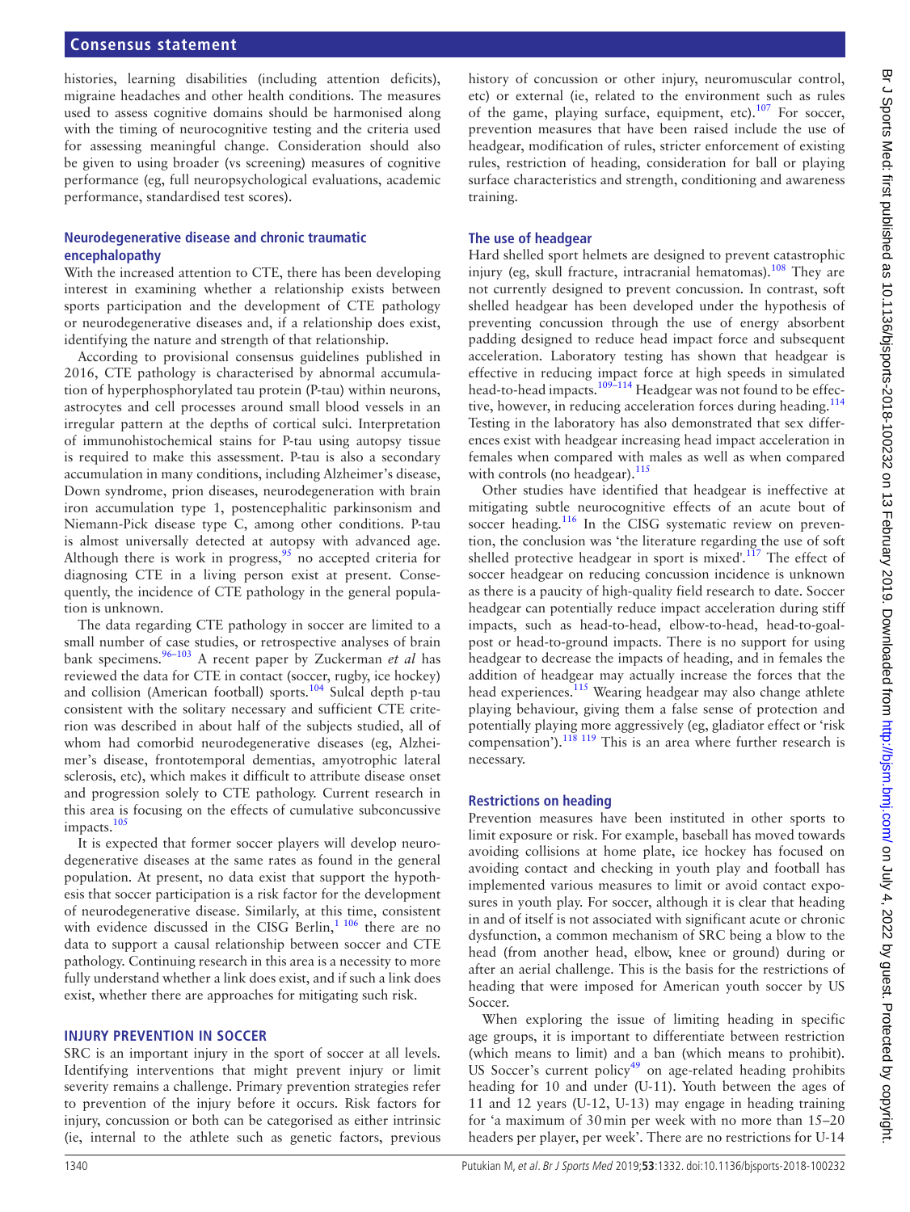histories, learning disabilities (including attention deficits), migraine headaches and other health conditions. The measures used to assess cognitive domains should be harmonised along with the timing of neurocognitive testing and the criteria used for assessing meaningful change. Consideration should also be given to using broader (vs screening) measures of cognitive performance (eg, full neuropsychological evaluations, academic performance, standardised test scores).

### Neurodegenerative disease and chronic traumatic encephalopathy

With the increased attention to CTE, there has been developing interest in examining whether a relationship exists between sports participation and the development of CTE pathology or neurodegenerative diseases and, if a relationship does exist, identifying the nature and strength of that relationship.

According to provisional consensus guidelines published in 2016, CTE pathology is characterised by abnormal accumulation of hyperphosphorylated tau protein (P-tau) within neurons, astrocytes and cell processes around small blood vessels in an irregular pattern at the depths of cortical sulci. Interpretation of immunohistochemical stains for P-tau using autopsy tissue is required to make this assessment. P-tau is also a secondary accumulation in many conditions, including Alzheimer's disease, Down syndrome, prion diseases, neurodegeneration with brain iron accumulation type 1, postencephalitic parkinsonism and Niemann-Pick disease type C, among other conditions. P-tau is almost universally detected at autopsy with advanced age. Although there is work in progress,[95] no accepted criteria for diagnosing CTE in a living person exist at present. Consequently, the incidence of CTE pathology in the general population is unknown.

The data regarding CTE pathology in soccer are limited to a small number of case studies, or retrospective analyses of brain bank specimens.[96–103] A recent paper by Zuckerman *et al* has reviewed the data for CTE in contact (soccer, rugby, ice hockey) and collision (American football) sports.[104] Sulcal depth p-tau consistent with the solitary necessary and sufficient CTE criterion was described in about half of the subjects studied, all of whom had comorbid neurodegenerative diseases (eg, Alzheimer's disease, frontotemporal dementias, amyotrophic lateral sclerosis, etc), which makes it difficult to attribute disease onset and progression solely to CTE pathology. Current research in this area is focusing on the effects of cumulative subconcussive impacts.[105]

It is expected that former soccer players will develop neurodegenerative diseases at the same rates as found in the general population. At present, no data exist that support the hypothesis that soccer participation is a risk factor for the development of neurodegenerative disease. Similarly, at this time, consistent with evidence discussed in the CISG Berlin,[1 106] there are no data to support a causal relationship between soccer and CTE pathology. Continuing research in this area is a necessity to more fully understand whether a link does exist, and if such a link does exist, whether there are approaches for mitigating such risk.

## INJURY PREVENTION IN SOCCER

SRC is an important injury in the sport of soccer at all levels. Identifying interventions that might prevent injury or limit severity remains a challenge. Primary prevention strategies refer to prevention of the injury before it occurs. Risk factors for injury, concussion or both can be categorised as either intrinsic (ie, internal to the athlete such as genetic factors, previous history of concussion or other injury, neuromuscular control, etc) or external (ie, related to the environment such as rules of the game, playing surface, equipment, etc).[107] For soccer, prevention measures that have been raised include the use of headgear, modification of rules, stricter enforcement of existing rules, restriction of heading, consideration for ball or playing surface characteristics and strength, conditioning and awareness training.

### The use of headgear

Hard shelled sport helmets are designed to prevent catastrophic injury (eg, skull fracture, intracranial hematomas).[108] They are not currently designed to prevent concussion. In contrast, soft shelled headgear has been developed under the hypothesis of preventing concussion through the use of energy absorbent padding designed to reduce head impact force and subsequent acceleration. Laboratory testing has shown that headgear is effective in reducing impact force at high speeds in simulated head-to-head impacts.[109–114] Headgear was not found to be effective, however, in reducing acceleration forces during heading.[114] Testing in the laboratory has also demonstrated that sex differences exist with headgear increasing head impact acceleration in females when compared with males as well as when compared with controls (no headgear).[115]

Other studies have identified that headgear is ineffective at mitigating subtle neurocognitive effects of an acute bout of soccer heading.[116] In the CISG systematic review on prevention, the conclusion was 'the literature regarding the use of soft shelled protective headgear in sport is mixed'.[117] The effect of soccer headgear on reducing concussion incidence is unknown as there is a paucity of high-quality field research to date. Soccer headgear can potentially reduce impact acceleration during stiff impacts, such as head-to-head, elbow-to-head, head-to-goalpost or head-to-ground impacts. There is no support for using headgear to decrease the impacts of heading, and in females the addition of headgear may actually increase the forces that the head experiences.[115] Wearing headgear may also change athlete playing behaviour, giving them a false sense of protection and potentially playing more aggressively (eg, gladiator effect or 'risk compensation').[118 119] This is an area where further research is necessary.

### Restrictions on heading

Prevention measures have been instituted in other sports to limit exposure or risk. For example, baseball has moved towards avoiding collisions at home plate, ice hockey has focused on avoiding contact and checking in youth play and football has implemented various measures to limit or avoid contact exposures in youth play. For soccer, although it is clear that heading in and of itself is not associated with significant acute or chronic dysfunction, a common mechanism of SRC being a blow to the head (from another head, elbow, knee or ground) during or after an aerial challenge. This is the basis for the restrictions of heading that were imposed for American youth soccer by US Soccer.

When exploring the issue of limiting heading in specific age groups, it is important to differentiate between restriction (which means to limit) and a ban (which means to prohibit). US Soccer's current policy[49] on age-related heading prohibits heading for 10 and under (U-11). Youth between the ages of 11 and 12 years (U-12, U-13) may engage in heading training for 'a maximum of 30 min per week with no more than 15–20 headers per player, per week'. There are no restrictions for U-14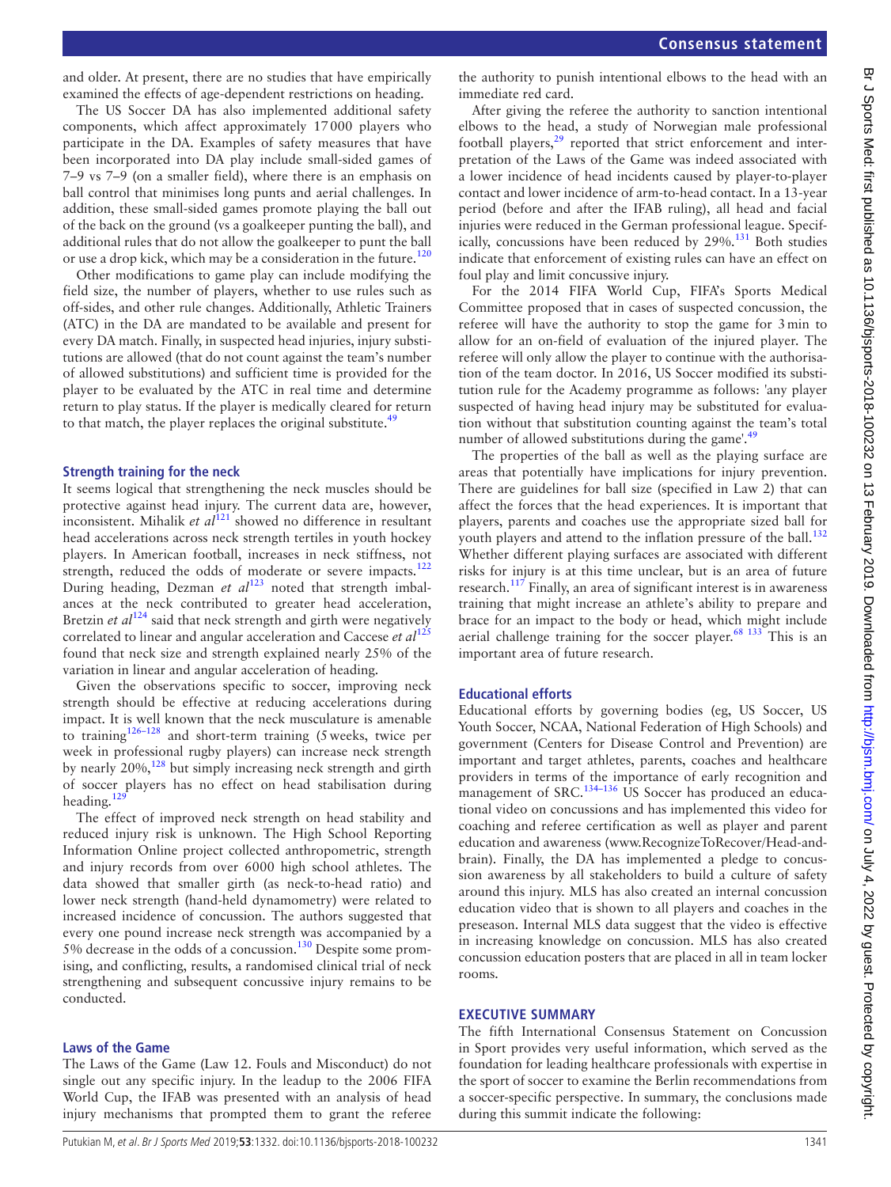and older. At present, there are no studies that have empirically examined the effects of age-dependent restrictions on heading.

The US Soccer DA has also implemented additional safety components, which affect approximately 17000 players who participate in the DA. Examples of safety measures that have been incorporated into DA play include small-sided games of 7–9 vs 7–9 (on a smaller field), where there is an emphasis on ball control that minimises long punts and aerial challenges. In addition, these small-sided games promote playing the ball out of the back on the ground (vs a goalkeeper punting the ball), and additional rules that do not allow the goalkeeper to punt the ball or use a drop kick, which may be a consideration in the future.[120]

Other modifications to game play can include modifying the field size, the number of players, whether to use rules such as off-sides, and other rule changes. Additionally, Athletic Trainers (ATC) in the DA are mandated to be available and present for every DA match. Finally, in suspected head injuries, injury substitutions are allowed (that do not count against the team's number of allowed substitutions) and sufficient time is provided for the player to be evaluated by the ATC in real time and determine return to play status. If the player is medically cleared for return to that match, the player replaces the original substitute.[49]

### Strength training for the neck

It seems logical that strengthening the neck muscles should be protective against head injury. The current data are, however, inconsistent. Mihalik *et al*[121] showed no difference in resultant head accelerations across neck strength tertiles in youth hockey players. In American football, increases in neck stiffness, not strength, reduced the odds of moderate or severe impacts.[122] During heading, Dezman *et al*[123] noted that strength imbalances at the neck contributed to greater head acceleration, Bretzin *et al*[124] said that neck strength and girth were negatively correlated to linear and angular acceleration and Caccese *et al*[125] found that neck size and strength explained nearly 25% of the variation in linear and angular acceleration of heading.

Given the observations specific to soccer, improving neck strength should be effective at reducing accelerations during impact. It is well known that the neck musculature is amenable to training[126–128] and short-term training (5 weeks, twice per week in professional rugby players) can increase neck strength by nearly 20%,[128] but simply increasing neck strength and girth of soccer players has no effect on head stabilisation during heading.[129]

The effect of improved neck strength on head stability and reduced injury risk is unknown. The High School Reporting Information Online project collected anthropometric, strength and injury records from over 6000 high school athletes. The data showed that smaller girth (as neck-to-head ratio) and lower neck strength (hand-held dynamometry) were related to increased incidence of concussion. The authors suggested that every one pound increase neck strength was accompanied by a 5% decrease in the odds of a concussion.[130] Despite some promising, and conflicting, results, a randomised clinical trial of neck strengthening and subsequent concussive injury remains to be conducted.

### Laws of the Game

The Laws of the Game (Law 12. Fouls and Misconduct) do not single out any specific injury. In the leadup to the 2006 FIFA World Cup, the IFAB was presented with an analysis of head injury mechanisms that prompted them to grant the referee the authority to punish intentional elbows to the head with an immediate red card.

After giving the referee the authority to sanction intentional elbows to the head, a study of Norwegian male professional football players,[29] reported that strict enforcement and interpretation of the Laws of the Game was indeed associated with a lower incidence of head incidents caused by player-to-player contact and lower incidence of arm-to-head contact. In a 13-year period (before and after the IFAB ruling), all head and facial injuries were reduced in the German professional league. Specifically, concussions have been reduced by 29%.[131] Both studies indicate that enforcement of existing rules can have an effect on foul play and limit concussive injury.

For the 2014 FIFA World Cup, FIFA's Sports Medical Committee proposed that in cases of suspected concussion, the referee will have the authority to stop the game for 3 min to allow for an on-field of evaluation of the injured player. The referee will only allow the player to continue with the authorisation of the team doctor. In 2016, US Soccer modified its substitution rule for the Academy programme as follows: 'any player suspected of having head injury may be substituted for evaluation without that substitution counting against the team's total number of allowed substitutions during the game'.[49]

The properties of the ball as well as the playing surface are areas that potentially have implications for injury prevention. There are guidelines for ball size (specified in Law 2) that can affect the forces that the head experiences. It is important that players, parents and coaches use the appropriate sized ball for youth players and attend to the inflation pressure of the ball.[132] Whether different playing surfaces are associated with different risks for injury is at this time unclear, but is an area of future research.[117] Finally, an area of significant interest is in awareness training that might increase an athlete's ability to prepare and brace for an impact to the body or head, which might include aerial challenge training for the soccer player.[68 133] This is an important area of future research.

### Educational efforts

Educational efforts by governing bodies (eg, US Soccer, US Youth Soccer, NCAA, National Federation of High Schools) and government (Centers for Disease Control and Prevention) are important and target athletes, parents, coaches and healthcare providers in terms of the importance of early recognition and management of SRC.[134–136] US Soccer has produced an educational video on concussions and has implemented this video for coaching and referee certification as well as player and parent education and awareness (www.RecognizeToRecover/Head-and-brain). Finally, the DA has implemented a pledge to concussion awareness by all stakeholders to build a culture of safety around this injury. MLS has also created an internal concussion education video that is shown to all players and coaches in the preseason. Internal MLS data suggest that the video is effective in increasing knowledge on concussion. MLS has also created concussion education posters that are placed in all in team locker rooms.

## EXECUTIVE SUMMARY

The fifth International Consensus Statement on Concussion in Sport provides very useful information, which served as the foundation for leading healthcare professionals with expertise in the sport of soccer to examine the Berlin recommendations from a soccer-specific perspective. In summary, the conclusions made during this summit indicate the following: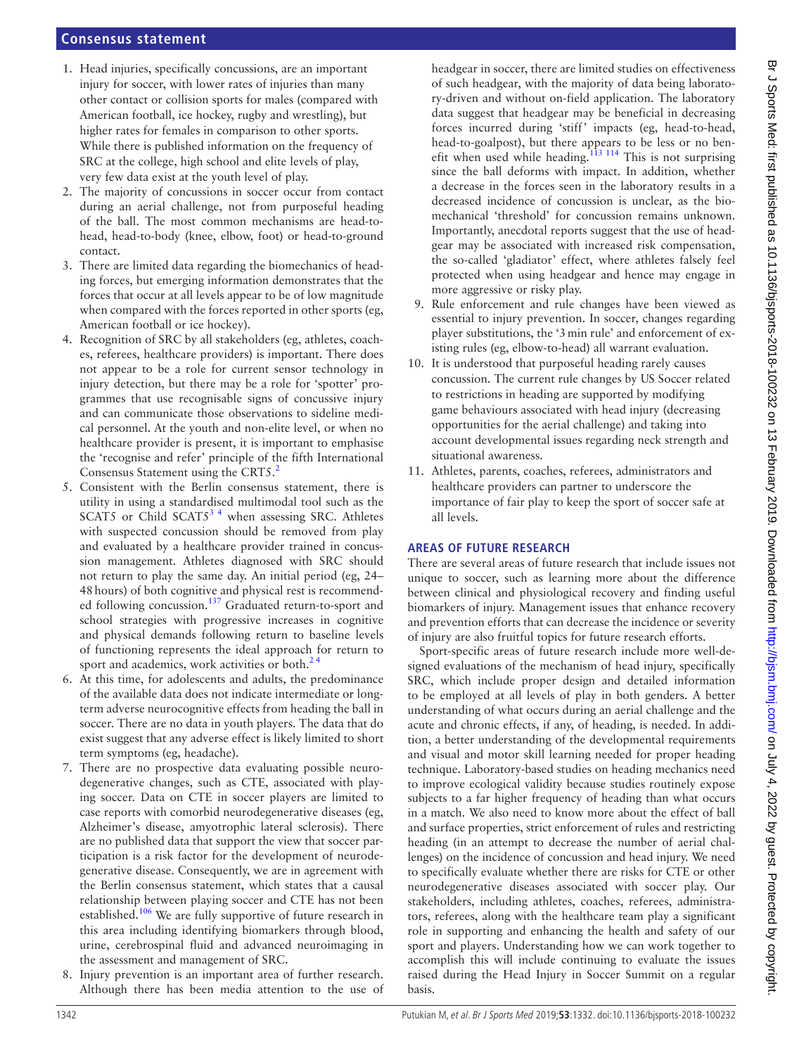1. Head injuries, specifically concussions, are an important injury for soccer, with lower rates of injuries than many other contact or collision sports for males (compared with American football, ice hockey, rugby and wrestling), but higher rates for females in comparison to other sports. While there is published information on the frequency of SRC at the college, high school and elite levels of play, very few data exist at the youth level of play.
2. The majority of concussions in soccer occur from contact during an aerial challenge, not from purposeful heading of the ball. The most common mechanisms are head-to-head, head-to-body (knee, elbow, foot) or head-to-ground contact.
3. There are limited data regarding the biomechanics of heading forces, but emerging information demonstrates that the forces that occur at all levels appear to be of low magnitude when compared with the forces reported in other sports (eg, American football or ice hockey).
4. Recognition of SRC by all stakeholders (eg, athletes, coaches, referees, healthcare providers) is important. There does not appear to be a role for current sensor technology in injury detection, but there may be a role for 'spotter' programmes that use recognisable signs of concussive injury and can communicate those observations to sideline medical personnel. At the youth and non-elite level, or when no healthcare provider is present, it is important to emphasise the 'recognise and refer' principle of the fifth International Consensus Statement using the CRT5.[2]
5. Consistent with the Berlin consensus statement, there is utility in using a standardised multimodal tool such as the SCAT5 or Child SCAT5[3,4] when assessing SRC. Athletes with suspected concussion should be removed from play and evaluated by a healthcare provider trained in concussion management. Athletes diagnosed with SRC should not return to play the same day. An initial period (eg, 24–48 hours) of both cognitive and physical rest is recommended following concussion.[137] Graduated return-to-sport and school strategies with progressive increases in cognitive and physical demands following return to baseline levels of functioning represents the ideal approach for return to sport and academics, work activities or both.[2,4]
6. At this time, for adolescents and adults, the predominance of the available data does not indicate intermediate or long-term adverse neurocognitive effects from heading the ball in soccer. There are no data in youth players. The data that do exist suggest that any adverse effect is likely limited to short term symptoms (eg, headache).
7. There are no prospective data evaluating possible neurodegenerative changes, such as CTE, associated with playing soccer. Data on CTE in soccer players are limited to case reports with comorbid neurodegenerative diseases (eg, Alzheimer's disease, amyotrophic lateral sclerosis). There are no published data that support the view that soccer participation is a risk factor for the development of neurodegenerative disease. Consequently, we are in agreement with the Berlin consensus statement, which states that a causal relationship between playing soccer and CTE has not been established.[106] We are fully supportive of future research in this area including identifying biomarkers through blood, urine, cerebrospinal fluid and advanced neuroimaging in the assessment and management of SRC.
8. Injury prevention is an important area of further research. Although there has been media attention to the use of headgear in soccer, there are limited studies on effectiveness of such headgear, with the majority of data being laboratory-driven and without on-field application. The laboratory data suggest that headgear may be beneficial in decreasing forces incurred during 'stiff' impacts (eg, head-to-head, head-to-goalpost), but there appears to be less or no benefit when used while heading.[113,114] This is not surprising since the ball deforms with impact. In addition, whether a decrease in the forces seen in the laboratory results in a decreased incidence of concussion is unclear, as the biomechanical 'threshold' for concussion remains unknown. Importantly, anecdotal reports suggest that the use of headgear may be associated with increased risk compensation, the so-called 'gladiator' effect, where athletes falsely feel protected when using headgear and hence may engage in more aggressive or risky play.
9. Rule enforcement and rule changes have been viewed as essential to injury prevention. In soccer, changes regarding player substitutions, the '3 min rule' and enforcement of existing rules (eg, elbow-to-head) all warrant evaluation.
10. It is understood that purposeful heading rarely causes concussion. The current rule changes by US Soccer related to restrictions in heading are supported by modifying game behaviours associated with head injury (decreasing opportunities for the aerial challenge) and taking into account developmental issues regarding neck strength and situational awareness.
11. Athletes, parents, coaches, referees, administrators and healthcare providers can partner to underscore the importance of fair play to keep the sport of soccer safe at all levels.

## AREAS OF FUTURE RESEARCH

There are several areas of future research that include issues not unique to soccer, such as learning more about the difference between clinical and physiological recovery and finding useful biomarkers of injury. Management issues that enhance recovery and prevention efforts that can decrease the incidence or severity of injury are also fruitful topics for future research efforts.

Sport-specific areas of future research include more well-designed evaluations of the mechanism of head injury, specifically SRC, which include proper design and detailed information to be employed at all levels of play in both genders. A better understanding of what occurs during an aerial challenge and the acute and chronic effects, if any, of heading, is needed. In addition, a better understanding of the developmental requirements and visual and motor skill learning needed for proper heading technique. Laboratory-based studies on heading mechanics need to improve ecological validity because studies routinely expose subjects to a far higher frequency of heading than what occurs in a match. We also need to know more about the effect of ball and surface properties, strict enforcement of rules and restricting heading (in an attempt to decrease the number of aerial challenges) on the incidence of concussion and head injury. We need to specifically evaluate whether there are risks for CTE or other neurodegenerative diseases associated with soccer play. Our stakeholders, including athletes, coaches, referees, administrators, referees, along with the healthcare team play a significant role in supporting and enhancing the health and safety of our sport and players. Understanding how we can work together to accomplish this will include continuing to evaluate the issues raised during the Head Injury in Soccer Summit on a regular basis.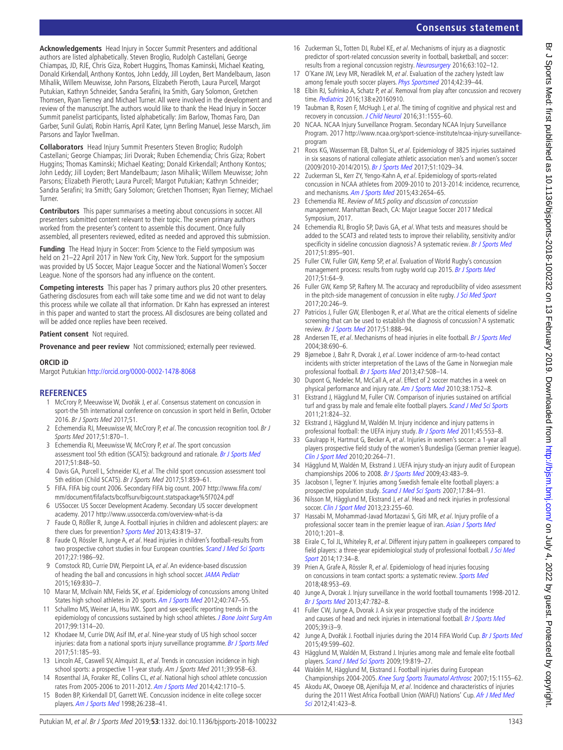**Acknowledgements** Head Injury in Soccer Summit Presenters and additional authors are listed alphabetically. Steven Broglio, Rudolph Castellani, George Chiampas, JD, RJE, Chris Giza, Robert Huggins, Thomas Kaminski, Michael Keating, Donald Kirkendall, Anthony Kontos, John Leddy, Jill Loyden, Bert Mandelbaum, Jason Mihalik, Willem Meuwisse, John Parsons, Elizabeth Pieroth, Laura Purcell, Margot Putukian, Kathryn Schneider, Sandra Serafini, Ira Smith, Gary Solomon, Gretchen Thomsen, Ryan Tierney and Michael Turner. All were involved in the development and review of the manuscript. The authors would like to thank the Head Injury in Soccer Summit panelist participants, listed alphabetically: Jim Barlow, Thomas Faro, Dan Garber, Sunil Gulati, Robin Harris, April Kater, Lynn Berling Manuel, Jesse Marsch, Jim Parsons and Taylor Twellman.

**Collaborators** Head Injury Summit Presenters Steven Broglio; Rudolph Castellani; George Chiampas; Jiri Dvorak; Ruben Echemendia; Chris Giza; Robert Huggins; Thomas Kaminski; Michael Keating; Donald Kirkendall; Anthony Kontos; John Leddy; Jill Loyden; Bert Mandelbaum; Jason Mihalik; Willem Meuwisse; John Parsons; Elizabeth Pieroth; Laura Purcell; Margot Putukian; Kathryn Schneider; Sandra Serafini; Ira Smith; Gary Solomon; Gretchen Thomsen; Ryan Tierney; Michael Turner.

**Contributors** This paper summarises a meeting about concussions in soccer. All presenters submitted content relevant to their topic. The seven primary authors worked from the presenter's content to assemble this document. Once fully assembled, all presenters reviewed, edited as needed and approved this submission.

**Funding** The Head Injury in Soccer: From Science to the Field symposium was held on 21–22 April 2017 in New York City, New York. Support for the symposium was provided by US Soccer, Major League Soccer and the National Women's Soccer League. None of the sponsors had any influence on the content.

**Competing interests** This paper has 7 primary authors plus 20 other presenters. Gathering disclosures from each will take some time and we did not want to delay this process while we collate all that information. Dr Kahn has expressed an interest in this paper and wanted to start the process. All disclosures are being collated and will be added once replies have been received.

**Patient consent** Not required.

**Provenance and peer review** Not commissioned; externally peer reviewed.

**ORCID iD**

Margot Putukian http://orcid.org/0000-0002-1478-8068

## REFERENCES

1. McCrory P, Meeuwisse W, Dvořák J, *et al*. Consensus statement on concussion in sport-the 5th international conference on concussion in sport held in Berlin, October 2016. *Br J Sports Med* 2017;51.
2. Echemendia RJ, Meeuwisse W, McCrory P, *et al*. The concussion recognition tool. *Br J Sports Med* 2017;51:870–1.
3. Echemendia RJ, Meeuwisse W, McCrory P, *et al*. The sport concussion assessment tool 5th edition (SCAT5): background and rationale. *Br J Sports Med* 2017;51:848–50.
4. Davis GA, Purcell L, Schneider KJ, *et al*. The child sport concussion assessment tool 5th edition (Child SCAT5). *Br J Sports Med* 2017;51:859–61.
5. FIFA. FIFA big count 2006. Secondary FIFA big count. 2007 http://www.fifa.com/mm/document/fifafacts/bcoffsurv/bigcount.statspackage%5f7024.pdf
6. USSoccer. US Soccer Development Academy. Secondary US soccer development academy. 2017 http://www.ussoccerda.com/overview-what-is-da
7. Faude O, Rößler R, Junge A. Football injuries in children and adolescent players: are there clues for prevention? *Sports Med* 2013;43:819–37.
8. Faude O, Rössler R, Junge A, *et al*. Head injuries in children's football-results from two prospective cohort studies in four European countries. *Scand J Med Sci Sports* 2017;27:1986–92.
9. Comstock RD, Currie DW, Pierpoint LA, *et al*. An evidence-based discussion of heading the ball and concussions in high school soccer. *JAMA Pediatr* 2015;169:830–7.
10. Marar M, McIlvain NM, Fields SK, *et al*. Epidemiology of concussions among United States high school athletes in 20 sports. *Am J Sports Med* 2012;40:747–55.
11. Schallmo MS, Weiner JA, Hsu WK. Sport and sex-specific reporting trends in the epidemiology of concussions sustained by high school athletes. *J Bone Joint Surg Am* 2017;99:1314–20.
12. Khodaee M, Currie DW, Asif IM, *et al*. Nine-year study of US high school soccer injuries: data from a national sports injury surveillance programme. *Br J Sports Med* 2017;51:185–93.
13. Lincoln AE, Caswell SV, Almquist JL, *et al*. Trends in concussion incidence in high school sports: a prospective 11-year study. *Am J Sports Med* 2011;39:958–63.
14. Rosenthal JA, Foraker RE, Collins CL, *et al*. National high school athlete concussion rates From 2005-2006 to 2011-2012. *Am J Sports Med* 2014;42:1710–5.
15. Boden BP, Kirkendall DT, Garrett WE. Concussion incidence in elite college soccer players. *Am J Sports Med* 1998;26:238–41.
16. Zuckerman SL, Totten DJ, Rubel KE, *et al*. Mechanisms of injury as a diagnostic predictor of sport-related concussion severity in football, basketball, and soccer: results from a regional concussion registry. *Neurosurgery* 2016;63:102–12.
17. O'Kane JW, Levy MR, Neradilek M, *et al*. Evaluation of the zachery lystedt law among female youth soccer players. *Phys Sportsmed* 2014;42:39–44.
18. Elbin RJ, Sufrinko A, Schatz P, *et al*. Removal from play after concussion and recovery time. *Pediatrics* 2016;138:e20160910.
19. Taubman B, Rosen F, McHugh J, *et al*. The timing of cognitive and physical rest and recovery in concussion. *J Child Neurol* 2016;31:1555–60.
20. NCAA. NCAA Injury Surveillance Program. Secondary NCAA Injury Surveillance Program. 2017 http://www.ncaa.org/sport-science-institute/ncaa-injury-surveillance-program
21. Roos KG, Wasserman EB, Dalton SL, *et al*. Epidemiology of 3825 injuries sustained in six seasons of national collegiate athletic association men's and women's soccer (2009/2010-2014/2015). *Br J Sports Med* 2017;51:1029–34.
22. Zuckerman SL, Kerr ZY, Yengo-Kahn A, *et al*. Epidemiology of sports-related concussion in NCAA athletes from 2009-2010 to 2013-2014: incidence, recurrence, and mechanisms. *Am J Sports Med* 2015;43:2654–65.
23. Echemendia RE. *Review of MLS policy and discussion of concussion management*. Manhattan Beach, CA: Major League Soccer 2017 Medical Symposium, 2017.
24. Echemendia RJ, Broglio SP, Davis GA, *et al*. What tests and measures should be added to the SCAT3 and related tests to improve their reliability, sensitivity and/or specificity in sideline concussion diagnosis? A systematic review. *Br J Sports Med* 2017;51:895–901.
25. Fuller CW, Fuller GW, Kemp SP, *et al*. Evaluation of World Rugby's concussion management process: results from rugby world cup 2015. *Br J Sports Med* 2017;51:64–9.
26. Fuller GW, Kemp SP, Raftery M. The accuracy and reproducibility of video assessment in the pitch-side management of concussion in elite rugby. *J Sci Med Sport* 2017;20:246–9.
27. Patricios J, Fuller GW, Ellenbogen R, *et al*. What are the critical elements of sideline screening that can be used to establish the diagnosis of concussion? A systematic review. *Br J Sports Med* 2017;51:888–94.
28. Andersen TE, *et al*. Mechanisms of head injuries in elite football. *Br J Sports Med* 2004;38:690–6.
29. Bjørneboe J, Bahr R, Dvorak J, *et al*. Lower incidence of arm-to-head contact incidents with stricter interpretation of the Laws of the Game in Norwegian male professional football. *Br J Sports Med* 2013;47:508–14.
30. Dupont G, Nedelec M, McCall A, *et al*. Effect of 2 soccer matches in a week on physical performance and injury rate. *Am J Sports Med* 2010;38:1752–8.
31. Ekstrand J, Hägglund M, Fuller CW. Comparison of injuries sustained on artificial turf and grass by male and female elite football players. *Scand J Med Sci Sports* 2011;21:824–32.
32. Ekstrand J, Hägglund M, Waldén M. Injury incidence and injury patterns in professional football: the UEFA injury study. *Br J Sports Med* 2011;45:553–8.
33. Gaulrapp H, Hartmut G, Becker A, *et al*. Injuries in women's soccer: a 1-year all players prospective field study of the women's Bundesliga (German premier league). *Clin J Sport Med* 2010;20:264–71.
34. Hägglund M, Waldén M, Ekstrand J. UEFA injury study-an injury audit of European championships 2006 to 2008. *Br J Sports Med* 2009;43:483–9.
35. Jacobson I, Tegner Y. Injuries among Swedish female elite football players: a prospective population study. *Scand J Med Sci Sports* 2007;17:84–91.
36. Nilsson M, Hägglund M, Ekstrand J, *et al*. Head and neck injuries in professional soccer. *Clin J Sport Med* 2013;23:255–60.
37. Hassabi M, Mohammad-Javad Mortazavi S, Giti MR, *et al*. Injury profile of a professional soccer team in the premier league of iran. *Asian J Sports Med* 2010;1:201–8.
38. Eirale C, Tol JL, Whiteley R, *et al*. Different injury pattern in goalkeepers compared to field players: a three-year epidemiological study of professional football. *J Sci Med Sport* 2014;17:34–8.
39. Prien A, Grafe A, Rössler R, *et al*. Epidemiology of head injuries focusing on concussions in team contact sports: a systematic review. *Sports Med* 2018;48:953–69.
40. Junge A, Dvorak J. Injury surveillance in the world football tournaments 1998-2012. *Br J Sports Med* 2013;47:782–8.
41. Fuller CW, Junge A, Dvorak J. A six year prospective study of the incidence and causes of head and neck injuries in international football. *Br J Sports Med* 2005;39:i3–9.
42. Junge A, Dvořák J. Football injuries during the 2014 FIFA World Cup. *Br J Sports Med* 2015;49:599–602.
43. Hägglund M, Waldén M, Ekstrand J. Injuries among male and female elite football players. *Scand J Med Sci Sports* 2009;19:819–27.
44. Waldén M, Hägglund M, Ekstrand J. Football injuries during European Championships 2004-2005. *Knee Surg Sports Traumatol Arthrosc* 2007;15:1155–62.
45. Akodu AK, Owoeye OB, Ajenifuja M, *et al*. Incidence and characteristics of injuries during the 2011 West Africa Football Union (WAFU) Nations' Cup. *Afr J Med Med Sci* 2012;41:423–8.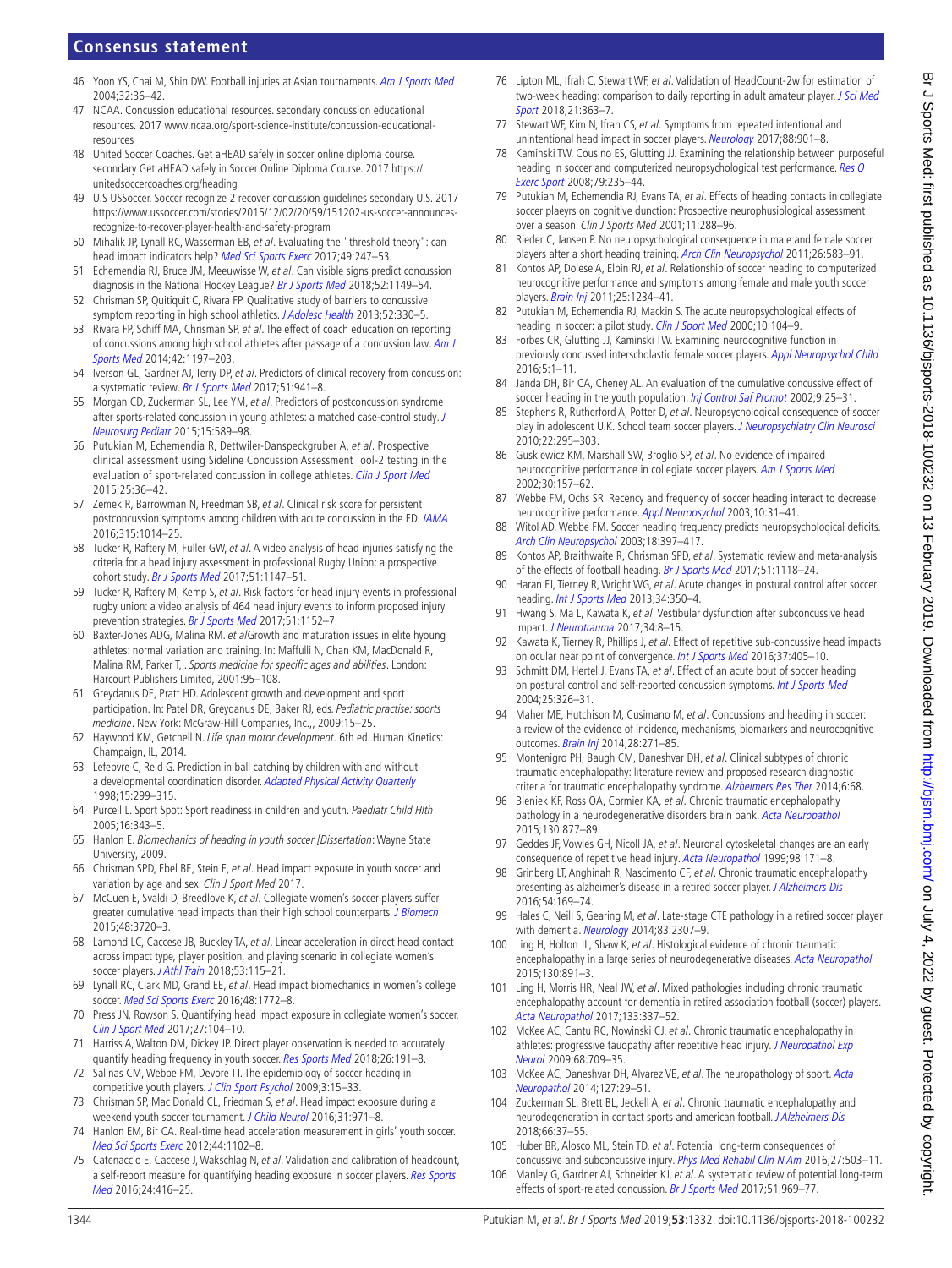46 Yoon YS, Chai M, Shin DW. Football injuries at Asian tournaments. *Am J Sports Med* 2004;32:36–42.

47 NCAA. Concussion educational resources. secondary concussion educational resources. 2017 www.ncaa.org/sport-science-institute/concussion-educational-resources

48 United Soccer Coaches. Get aHEAD safely in soccer online diploma course. secondary Get aHEAD safely in Soccer Online Diploma Course. 2017 https://unitedsoccercoaches.org/heading

49 U.S USSoccer. Soccer recognize 2 recover concussion guidelines secondary U.S. 2017 https://www.ussoccer.com/stories/2015/12/02/20/59/151202-us-soccer-announces-recognize-to-recover-player-health-and-safety-program

50 Mihalik JP, Lynall RC, Wasserman EB, *et al*. Evaluating the "threshold theory": can head impact indicators help? *Med Sci Sports Exerc* 2017;49:247–53.

51 Echemendia RJ, Bruce JM, Meeuwisse W, *et al*. Can visible signs predict concussion diagnosis in the National Hockey League? *Br J Sports Med* 2018;52:1149–54.

52 Chrisman SP, Quitiquit C, Rivara FP. Qualitative study of barriers to concussive symptom reporting in high school athletics. *J Adolesc Health* 2013;52:330–5.

53 Rivara FP, Schiff MA, Chrisman SP, *et al*. The effect of coach education on reporting of concussions among high school athletes after passage of a concussion law. *Am J Sports Med* 2014;42:1197–203.

54 Iverson GL, Gardner AJ, Terry DP, *et al*. Predictors of clinical recovery from concussion: a systematic review. *Br J Sports Med* 2017;51:941–8.

55 Morgan CD, Zuckerman SL, Lee YM, *et al*. Predictors of postconcussion syndrome after sports-related concussion in young athletes: a matched case-control study. *J Neurosurg Pediatr* 2015;15:589–98.

56 Putukian M, Echemendia RJ, Dettwiler-Danspeckgruber A, *et al*. Prospective clinical assessment using Sideline Concussion Assessment Tool-2 testing in the evaluation of sport-related concussion in college athletes. *Clin J Sport Med* 2015;25:36–42.

57 Zemek R, Barrowman N, Freedman SB, *et al*. Clinical risk score for persistent postconcussion symptoms among children with acute concussion in the ED. *JAMA* 2016;315:1014–25.

58 Tucker R, Raftery M, Fuller GW, *et al*. A video analysis of head injuries satisfying the criteria for a head injury assessment in professional Rugby Union: a prospective cohort study. *Br J Sports Med* 2017;51:1147–51.

59 Tucker R, Raftery M, Kemp S, *et al*. Risk factors for head injury events in professional rugby union: a video analysis of 464 head injury events to inform proposed injury prevention strategies. *Br J Sports Med* 2017;51:1152–7.

60 Baxter-Johes ADG, Malina RM. *et al*Growth and maturation issues in elite hyoung athletes: normal variation and training. In: Maffulli N, Chan KM, MacDonald R, Malina RM, Parker T, . *Sports medicine for specific ages and abilities*. London: Harcourt Publishers Limited, 2001:95–108.

61 Greydanus DE, Pratt HD. Adolescent growth and development and sport participation. In: Patel DR, Greydanus DE, Baker RJ, eds. *Pediatric practise: sports medicine*. New York: McGraw-Hill Companies, Inc.,, 2009:15–25.

62 Haywood KM, Getchell N. *Life span motor development*. 6th ed. Human Kinetics: Champaign, IL, 2014.

63 Lefebvre C, Reid G. Prediction in ball catching by children with and without a developmental coordination disorder. *Adapted Physical Activity Quarterly* 1998;15:299–315.

64 Purcell L. Sport Spot: Sport readiness in children and youth. *Paediatr Child Hlth* 2005;16:343–5.

65 Hanlon E. *Biomechanics of heading in youth soccer [Dissertation*: Wayne State University, 2009.

66 Chrisman SPD, Ebel BE, Stein E, *et al*. Head impact exposure in youth soccer and variation by age and sex. *Clin J Sport Med* 2017.

67 McCuen E, Svaldi D, Breedlove K, *et al*. Collegiate women's soccer players suffer greater cumulative head impacts than their high school counterparts. *J Biomech* 2015;48:3720–3.

68 Lamond LC, Caccese JB, Buckley TA, *et al*. Linear acceleration in direct head contact across impact type, player position, and playing scenario in collegiate women's soccer players. *J Athl Train* 2018;53:115–21.

69 Lynall RC, Clark MD, Grand EE, *et al*. Head impact biomechanics in women's college soccer. *Med Sci Sports Exerc* 2016;48:1772–8.

70 Press JN, Rowson S. Quantifying head impact exposure in collegiate women's soccer. *Clin J Sport Med* 2017;27:104–10.

71 Harriss A, Walton DM, Dickey JP. Direct player observation is needed to accurately quantify heading frequency in youth soccer. *Res Sports Med* 2018;26:191–8.

72 Salinas CM, Webbe FM, Devore TT. The epidemiology of soccer heading in competitive youth players. *J Clin Sport Psychol* 2009;3:15–33.

73 Chrisman SP, Mac Donald CL, Friedman S, *et al*. Head impact exposure during a weekend youth soccer tournament. *J Child Neurol* 2016;31:971–8.

74 Hanlon EM, Bir CA. Real-time head acceleration measurement in girls' youth soccer. *Med Sci Sports Exerc* 2012;44:1102–8.

75 Catenaccio E, Caccese J, Wakschlag N, *et al*. Validation and calibration of headcount, a self-report measure for quantifying heading exposure in soccer players. *Res Sports Med* 2016;24:416–25.

76 Lipton ML, Ifrah C, Stewart WF, *et al*. Validation of HeadCount-2w for estimation of two-week heading: comparison to daily reporting in adult amateur player. *J Sci Med Sport* 2018;21:363–7.

77 Stewart WF, Kim N, Ifrah CS, *et al*. Symptoms from repeated intentional and unintentional head impact in soccer players. *Neurology* 2017;88:901–8.

78 Kaminski TW, Cousino ES, Glutting JJ. Examining the relationship between purposeful heading in soccer and computerized neuropsychological test performance. *Res Q Exerc Sport* 2008;79:235–44.

79 Putukian M, Echemendia RJ, Evans TA, *et al*. Effects of heading contacts in collegiate soccer plaeyrs on cognitive dunction: Prospective neurophusiological assessment over a season. *Clin J Sports Med* 2001;11:288–96.

80 Rieder C, Jansen P. No neuropsychological consequence in male and female soccer players after a short heading training. *Arch Clin Neuropsychol* 2011;26:583–91.

81 Kontos AP, Dolese A, Elbin RJ, *et al*. Relationship of soccer heading to computerized neurocognitive performance and symptoms among female and male youth soccer players. *Brain Inj* 2011;25:1234–41.

82 Putukian M, Echemendia RJ, Mackin S. The acute neuropsychological effects of heading in soccer: a pilot study. *Clin J Sport Med* 2000;10:104–9.

83 Forbes CR, Glutting JJ, Kaminski TW. Examining neurocognitive function in previously concussed interscholastic female soccer players. *Appl Neuropsychol Child* 2016;5:1–11.

84 Janda DH, Bir CA, Cheney AL. An evaluation of the cumulative concussive effect of soccer heading in the youth population. *Inj Control Saf Promot* 2002;9:25–31.

85 Stephens R, Rutherford A, Potter D, *et al*. Neuropsychological consequence of soccer play in adolescent U.K. School team soccer players. *J Neuropsychiatry Clin Neurosci* 2010;22:295–303.

86 Guskiewicz KM, Marshall SW, Broglio SP, *et al*. No evidence of impaired neurocognitive performance in collegiate soccer players. *Am J Sports Med* 2002;30:157–62.

87 Webbe FM, Ochs SR. Recency and frequency of soccer heading interact to decrease neurocognitive performance. *Appl Neuropsychol* 2003;10:31–41.

88 Witol AD, Webbe FM. Soccer heading frequency predicts neuropsychological deficits. *Arch Clin Neuropsychol* 2003;18:397–417.

89 Kontos AP, Braithwaite R, Chrisman SPD, *et al*. Systematic review and meta-analysis of the effects of football heading. *Br J Sports Med* 2017;51:1118–24.

90 Haran FJ, Tierney R, Wright WG, *et al*. Acute changes in postural control after soccer heading. *Int J Sports Med* 2013;34:350–4.

91 Hwang S, Ma L, Kawata K, *et al*. Vestibular dysfunction after subconcussive head impact. *J Neurotrauma* 2017;34:8–15.

92 Kawata K, Tierney R, Phillips J, *et al*. Effect of repetitive sub-concussive head impacts on ocular near point of convergence. *Int J Sports Med* 2016;37:405–10.

93 Schmitt DM, Hertel J, Evans TA, *et al*. Effect of an acute bout of soccer heading on postural control and self-reported concussion symptoms. *Int J Sports Med* 2004;25:326–31.

94 Maher ME, Hutchison M, Cusimano M, *et al*. Concussions and heading in soccer: a review of the evidence of incidence, mechanisms, biomarkers and neurocognitive outcomes. *Brain Inj* 2014;28:271–85.

95 Montenigro PH, Baugh CM, Daneshvar DH, *et al*. Clinical subtypes of chronic traumatic encephalopathy: literature review and proposed research diagnostic criteria for traumatic encephalopathy syndrome. *Alzheimers Res Ther* 2014;6:68.

96 Bieniek KF, Ross OA, Cormier KA, *et al*. Chronic traumatic encephalopathy pathology in a neurodegenerative disorders brain bank. *Acta Neuropathol* 2015;130:877–89.

97 Geddes JF, Vowles GH, Nicoll JA, *et al*. Neuronal cytoskeletal changes are an early consequence of repetitive head injury. *Acta Neuropathol* 1999;98:171–8.

98 Grinberg LT, Anghinah R, Nascimento CF, *et al*. Chronic traumatic encephalopathy presenting as alzheimer's disease in a retired soccer player. *J Alzheimers Dis* 2016;54:169–74.

99 Hales C, Neill S, Gearing M, *et al*. Late-stage CTE pathology in a retired soccer player with dementia. *Neurology* 2014;83:2307–9.

100 Ling H, Holton JL, Shaw K, *et al*. Histological evidence of chronic traumatic encephalopathy in a large series of neurodegenerative diseases. *Acta Neuropathol* 2015;130:891–3.

101 Ling H, Morris HR, Neal JW, *et al*. Mixed pathologies including chronic traumatic encephalopathy account for dementia in retired association football (soccer) players. *Acta Neuropathol* 2017;133:337–52.

102 McKee AC, Cantu RC, Nowinski CJ, *et al*. Chronic traumatic encephalopathy in athletes: progressive tauopathy after repetitive head injury. *J Neuropathol Exp Neurol* 2009;68:709–35.

103 McKee AC, Daneshvar DH, Alvarez VE, *et al*. The neuropathology of sport. *Acta Neuropathol* 2014;127:29–51.

104 Zuckerman SL, Brett BL, Jeckell A, *et al*. Chronic traumatic encephalopathy and neurodegeneration in contact sports and american football. *J Alzheimers Dis* 2018;66:37–55.

105 Huber BR, Alosco ML, Stein TD, *et al*. Potential long-term consequences of concussive and subconcussive injury. *Phys Med Rehabil Clin N Am* 2016;27:503–11.

106 Manley G, Gardner AJ, Schneider KJ, *et al*. A systematic review of potential long-term effects of sport-related concussion. *Br J Sports Med* 2017;51:969–77.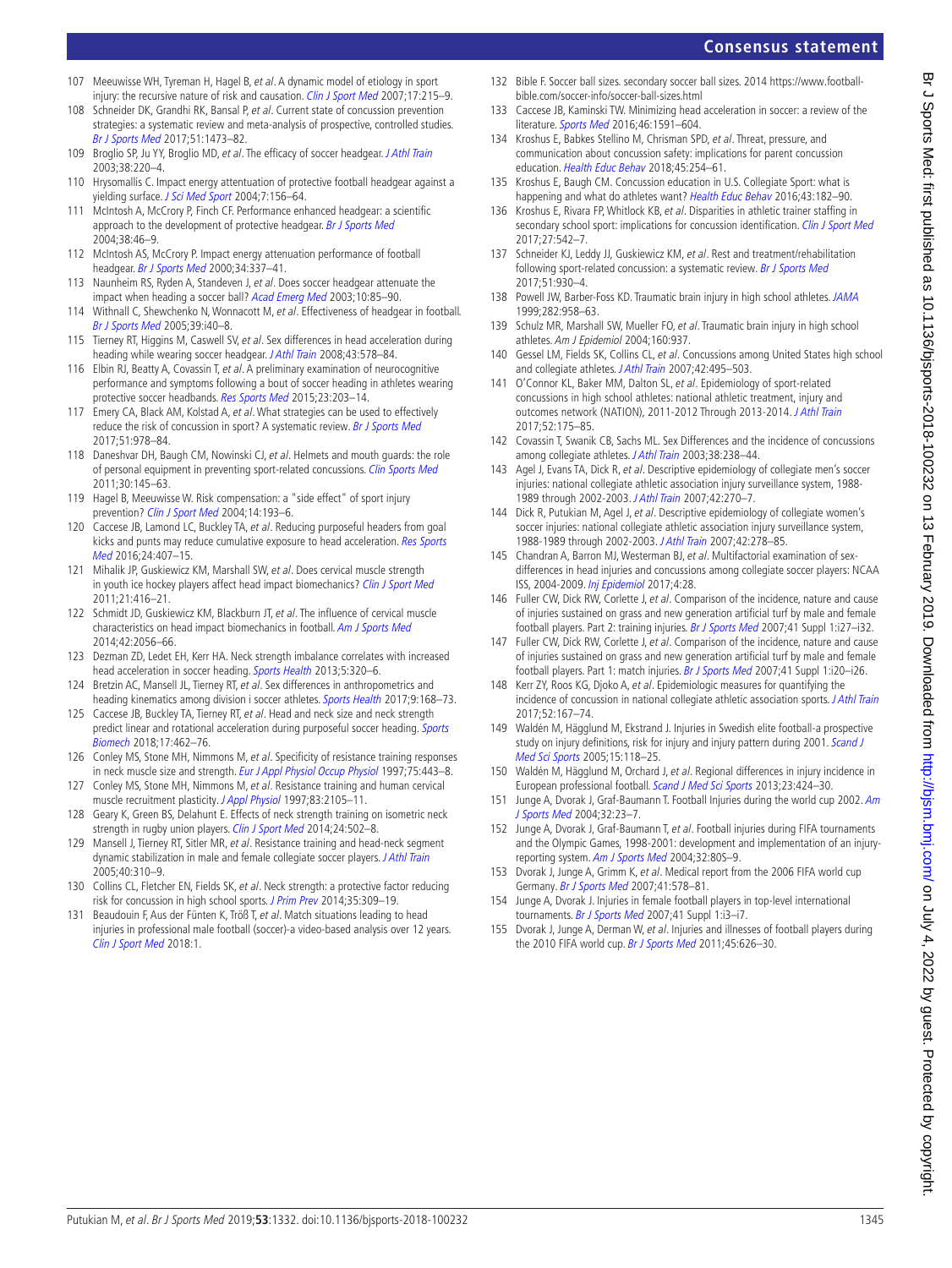107 Meeuwisse WH, Tyreman H, Hagel B, *et al*. A dynamic model of etiology in sport injury: the recursive nature of risk and causation. *Clin J Sport Med* 2007;17:215–9.

108 Schneider DK, Grandhi RK, Bansal P, *et al*. Current state of concussion prevention strategies: a systematic review and meta-analysis of prospective, controlled studies. *Br J Sports Med* 2017;51:1473–82.

109 Broglio SP, Ju YY, Broglio MD, *et al*. The efficacy of soccer headgear. *J Athl Train* 2003;38:220–4.

110 Hrysomallis C. Impact energy attentuation of protective football headgear against a yielding surface. *J Sci Med Sport* 2004;7:156–64.

111 McIntosh A, McCrory P, Finch CF. Performance enhanced headgear: a scientific approach to the development of protective headgear. *Br J Sports Med* 2004;38:46–9.

112 McIntosh AS, McCrory P. Impact energy attenuation performance of football headgear. *Br J Sports Med* 2000;34:337–41.

113 Naunheim RS, Ryden A, Standeven J, *et al*. Does soccer headgear attenuate the impact when heading a soccer ball? *Acad Emerg Med* 2003;10:85–90.

114 Withnall C, Shewchenko N, Wonnacott M, *et al*. Effectiveness of headgear in football. *Br J Sports Med* 2005;39:i40–8.

115 Tierney RT, Higgins M, Caswell SV, *et al*. Sex differences in head acceleration during heading while wearing soccer headgear. *J Athl Train* 2008;43:578–84.

116 Elbin RJ, Beatty A, Covassin T, *et al*. A preliminary examination of neurocognitive performance and symptoms following a bout of soccer heading in athletes wearing protective soccer headbands. *Res Sports Med* 2015;23:203–14.

117 Emery CA, Black AM, Kolstad A, *et al*. What strategies can be used to effectively reduce the risk of concussion in sport? A systematic review. *Br J Sports Med* 2017;51:978–84.

118 Daneshvar DH, Baugh CM, Nowinski CJ, *et al*. Helmets and mouth guards: the role of personal equipment in preventing sport-related concussions. *Clin Sports Med* 2011;30:145–63.

119 Hagel B, Meeuwisse W. Risk compensation: a "side effect" of sport injury prevention? *Clin J Sport Med* 2004;14:193–6.

120 Caccese JB, Lamond LC, Buckley TA, *et al*. Reducing purposeful headers from goal kicks and punts may reduce cumulative exposure to head acceleration. *Res Sports Med* 2016;24:407–15.

121 Mihalik JP, Guskiewicz KM, Marshall SW, *et al*. Does cervical muscle strength in youth ice hockey players affect head impact biomechanics? *Clin J Sport Med* 2011;21:416–21.

122 Schmidt JD, Guskiewicz KM, Blackburn JT, *et al*. The influence of cervical muscle characteristics on head impact biomechanics in football. *Am J Sports Med* 2014;42:2056–66.

123 Dezman ZD, Ledet EH, Kerr HA. Neck strength imbalance correlates with increased head acceleration in soccer heading. *Sports Health* 2013;5:320–6.

124 Bretzin AC, Mansell JL, Tierney RT, *et al*. Sex differences in anthropometrics and heading kinematics among division i soccer athletes. *Sports Health* 2017;9:168–73.

125 Caccese JB, Buckley TA, Tierney RT, *et al*. Head and neck size and neck strength predict linear and rotational acceleration during purposeful soccer heading. *Sports Biomech* 2018;17:462–76.

126 Conley MS, Stone MH, Nimmons M, *et al*. Specificity of resistance training responses in neck muscle size and strength. *Eur J Appl Physiol Occup Physiol* 1997;75:443–8.

127 Conley MS, Stone MH, Nimmons M, *et al*. Resistance training and human cervical muscle recruitment plasticity. *J Appl Physiol* 1997;83:2105–11.

128 Geary K, Green BS, Delahunt E. Effects of neck strength training on isometric neck strength in rugby union players. *Clin J Sport Med* 2014;24:502–8.

129 Mansell J, Tierney RT, Sitler MR, *et al*. Resistance training and head-neck segment dynamic stabilization in male and female collegiate soccer players. *J Athl Train* 2005;40:310–9.

130 Collins CL, Fletcher EN, Fields SK, *et al*. Neck strength: a protective factor reducing risk for concussion in high school sports. *J Prim Prev* 2014;35:309–19.

131 Beaudouin F, Aus der Fünten K, Tröß T, *et al*. Match situations leading to head injuries in professional male football (soccer)-a video-based analysis over 12 years. *Clin J Sport Med* 2018:1.

132 Bible F. Soccer ball sizes. secondary soccer ball sizes. 2014 https://www.football-bible.com/soccer-info/soccer-ball-sizes.html

133 Caccese JB, Kaminski TW. Minimizing head acceleration in soccer: a review of the literature. *Sports Med* 2016;46:1591–604.

134 Kroshus E, Babkes Stellino M, Chrisman SPD, *et al*. Threat, pressure, and communication about concussion safety: implications for parent concussion education. *Health Educ Behav* 2018;45:254–61.

135 Kroshus E, Baugh CM. Concussion education in U.S. Collegiate Sport: what is happening and what do athletes want? *Health Educ Behav* 2016;43:182–90.

136 Kroshus E, Rivara FP, Whitlock KB, *et al*. Disparities in athletic trainer staffing in secondary school sport: implications for concussion identification. *Clin J Sport Med* 2017;27:542–7.

137 Schneider KJ, Leddy JJ, Guskiewicz KM, *et al*. Rest and treatment/rehabilitation following sport-related concussion: a systematic review. *Br J Sports Med* 2017;51:930–4.

138 Powell JW, Barber-Foss KD. Traumatic brain injury in high school athletes. *JAMA* 1999;282:958–63.

139 Schulz MR, Marshall SW, Mueller FO, *et al*. Traumatic brain injury in high school athletes. *Am J Epidemiol* 2004;160:937.

140 Gessel LM, Fields SK, Collins CL, *et al*. Concussions among United States high school and collegiate athletes. *J Athl Train* 2007;42:495–503.

141 O'Connor KL, Baker MM, Dalton SL, *et al*. Epidemiology of sport-related concussions in high school athletes: national athletic treatment, injury and outcomes network (NATION), 2011-2012 Through 2013-2014. *J Athl Train* 2017;52:175–85.

142 Covassin T, Swanik CB, Sachs ML. Sex Differences and the incidence of concussions among collegiate athletes. *J Athl Train* 2003;38:238–44.

143 Agel J, Evans TA, Dick R, *et al*. Descriptive epidemiology of collegiate men's soccer injuries: national collegiate athletic association injury surveillance system, 1988-1989 through 2002-2003. *J Athl Train* 2007;42:270–7.

144 Dick R, Putukian M, Agel J, *et al*. Descriptive epidemiology of collegiate women's soccer injuries: national collegiate athletic association injury surveillance system, 1988-1989 through 2002-2003. *J Athl Train* 2007;42:278–85.

145 Chandran A, Barron MJ, Westerman BJ, *et al*. Multifactorial examination of sex-differences in head injuries and concussions among collegiate soccer players: NCAA ISS, 2004-2009. *Inj Epidemiol* 2017;4:28.

146 Fuller CW, Dick RW, Corlette J, *et al*. Comparison of the incidence, nature and cause of injuries sustained on grass and new generation artificial turf by male and female football players. Part 2: training injuries. *Br J Sports Med* 2007;41 Suppl 1:i27–i32.

147 Fuller CW, Dick RW, Corlette J, *et al*. Comparison of the incidence, nature and cause of injuries sustained on grass and new generation artificial turf by male and female football players. Part 1: match injuries. *Br J Sports Med* 2007;41 Suppl 1:i20–i26.

148 Kerr ZY, Roos KG, Djoko A, *et al*. Epidemiologic measures for quantifying the incidence of concussion in national collegiate athletic association sports. *J Athl Train* 2017;52:167–74.

149 Waldén M, Hägglund M, Ekstrand J. Injuries in Swedish elite football-a prospective study on injury definitions, risk for injury and injury pattern during 2001. *Scand J Med Sci Sports* 2005;15:118–25.

150 Waldén M, Hägglund M, Orchard J, *et al*. Regional differences in injury incidence in European professional football. *Scand J Med Sci Sports* 2013;23:424–30.

151 Junge A, Dvorak J, Graf-Baumann T. Football Injuries during the world cup 2002. *Am J Sports Med* 2004;32:23–7.

152 Junge A, Dvorak J, Graf-Baumann T, *et al*. Football injuries during FIFA tournaments and the Olympic Games, 1998-2001: development and implementation of an injury-reporting system. *Am J Sports Med* 2004;32:80S–9.

153 Dvorak J, Junge A, Grimm K, *et al*. Medical report from the 2006 FIFA world cup Germany. *Br J Sports Med* 2007;41:578–81.

154 Junge A, Dvorak J. Injuries in female football players in top-level international tournaments. *Br J Sports Med* 2007;41 Suppl 1:i3–i7.

155 Dvorak J, Junge A, Derman W, *et al*. Injuries and illnesses of football players during the 2010 FIFA world cup. *Br J Sports Med* 2011;45:626–30.